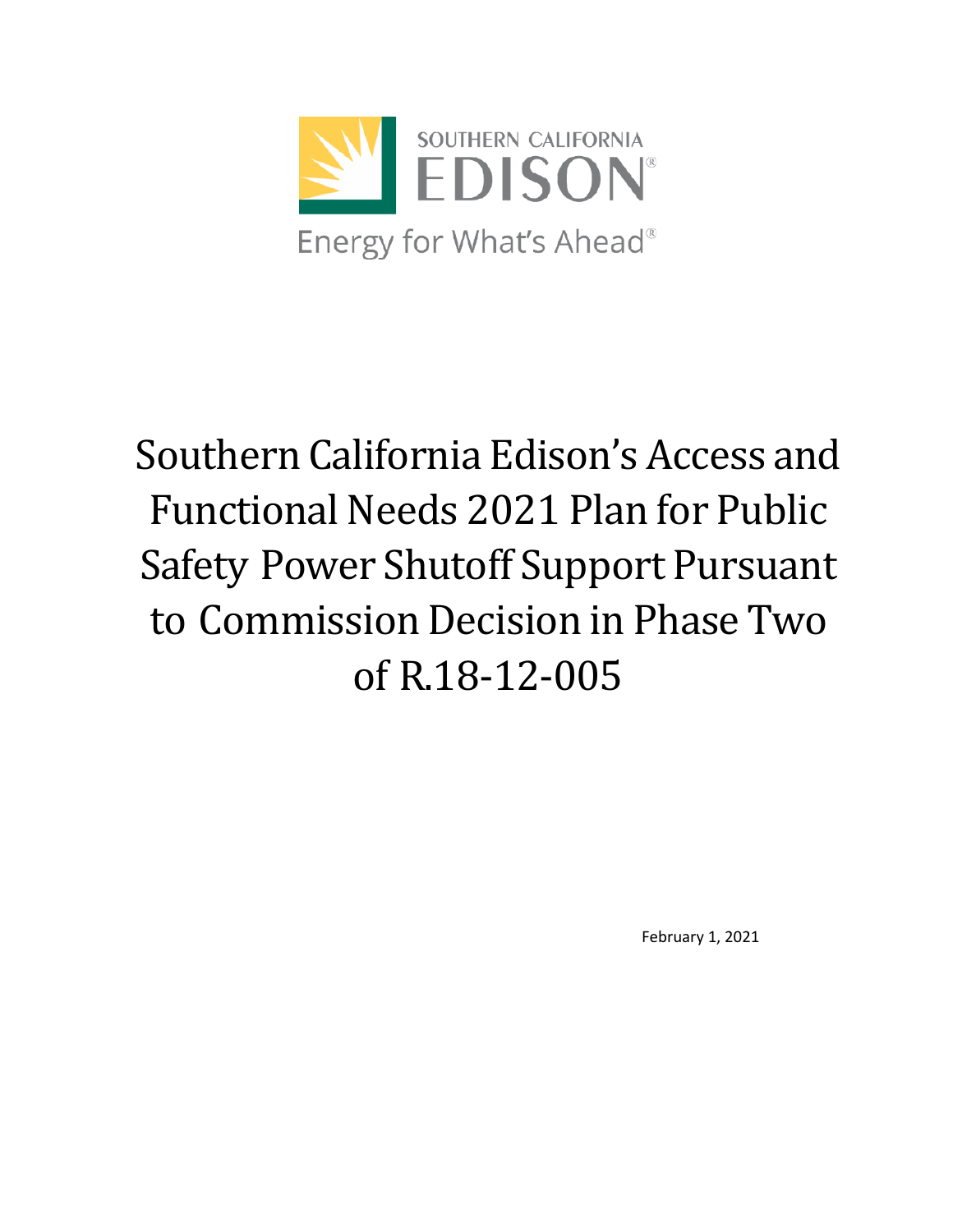SOUTHERN CALIFORNIA EDISON®

Energy for What's Ahead®

# Southern California Edison's Access and Functional Needs 2021 Plan for Public Safety Power Shutoff Support Pursuant to Commission Decision in Phase Two of R.18-12-005

February 1, 2021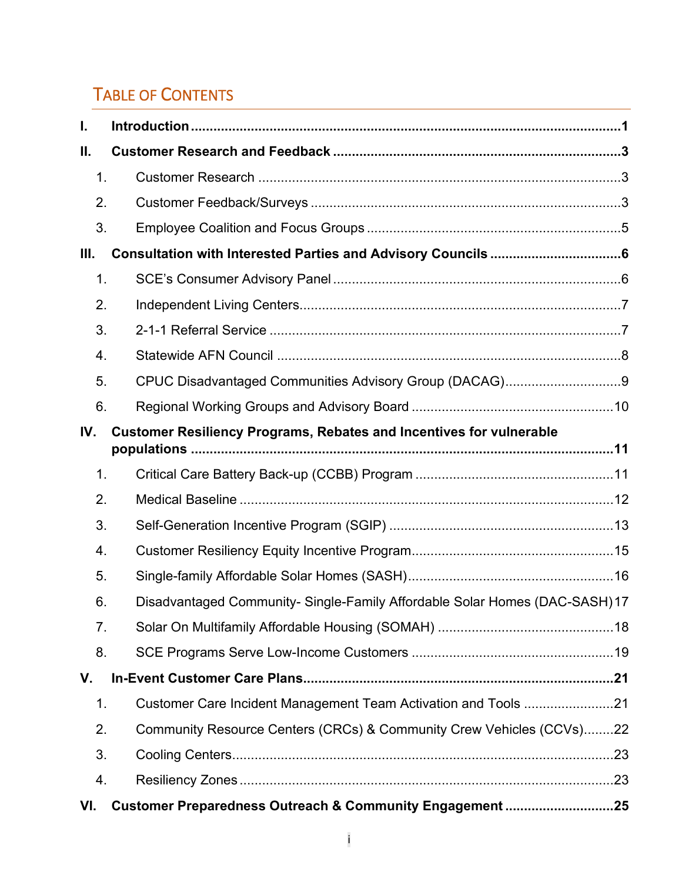## TABLE OF CONTENTS

| | | |
|---|---|---|
| **I.** | **Introduction** | **1** |
| **II.** | **Customer Research and Feedback** | **3** |
| 1. | Customer Research | 3 |
| 2. | Customer Feedback/Surveys | 3 |
| 3. | Employee Coalition and Focus Groups | 5 |
| **III.** | **Consultation with Interested Parties and Advisory Councils** | **6** |
| 1. | SCE's Consumer Advisory Panel | 6 |
| 2. | Independent Living Centers | 7 |
| 3. | 2-1-1 Referral Service | 7 |
| 4. | Statewide AFN Council | 8 |
| 5. | CPUC Disadvantaged Communities Advisory Group (DACAG) | 9 |
| 6. | Regional Working Groups and Advisory Board | 10 |
| **IV.** | **Customer Resiliency Programs, Rebates and Incentives for vulnerable populations** | **11** |
| 1. | Critical Care Battery Back-up (CCBB) Program | 11 |
| 2. | Medical Baseline | 12 |
| 3. | Self-Generation Incentive Program (SGIP) | 13 |
| 4. | Customer Resiliency Equity Incentive Program | 15 |
| 5. | Single-family Affordable Solar Homes (SASH) | 16 |
| 6. | Disadvantaged Community- Single-Family Affordable Solar Homes (DAC-SASH) | 17 |
| 7. | Solar On Multifamily Affordable Housing (SOMAH) | 18 |
| 8. | SCE Programs Serve Low-Income Customers | 19 |
| **V.** | **In-Event Customer Care Plans** | **21** |
| 1. | Customer Care Incident Management Team Activation and Tools | 21 |
| 2. | Community Resource Centers (CRCs) & Community Crew Vehicles (CCVs) | 22 |
| 3. | Cooling Centers | 23 |
| 4. | Resiliency Zones | 23 |
| **VI.** | **Customer Preparedness Outreach & Community Engagement** | **25** |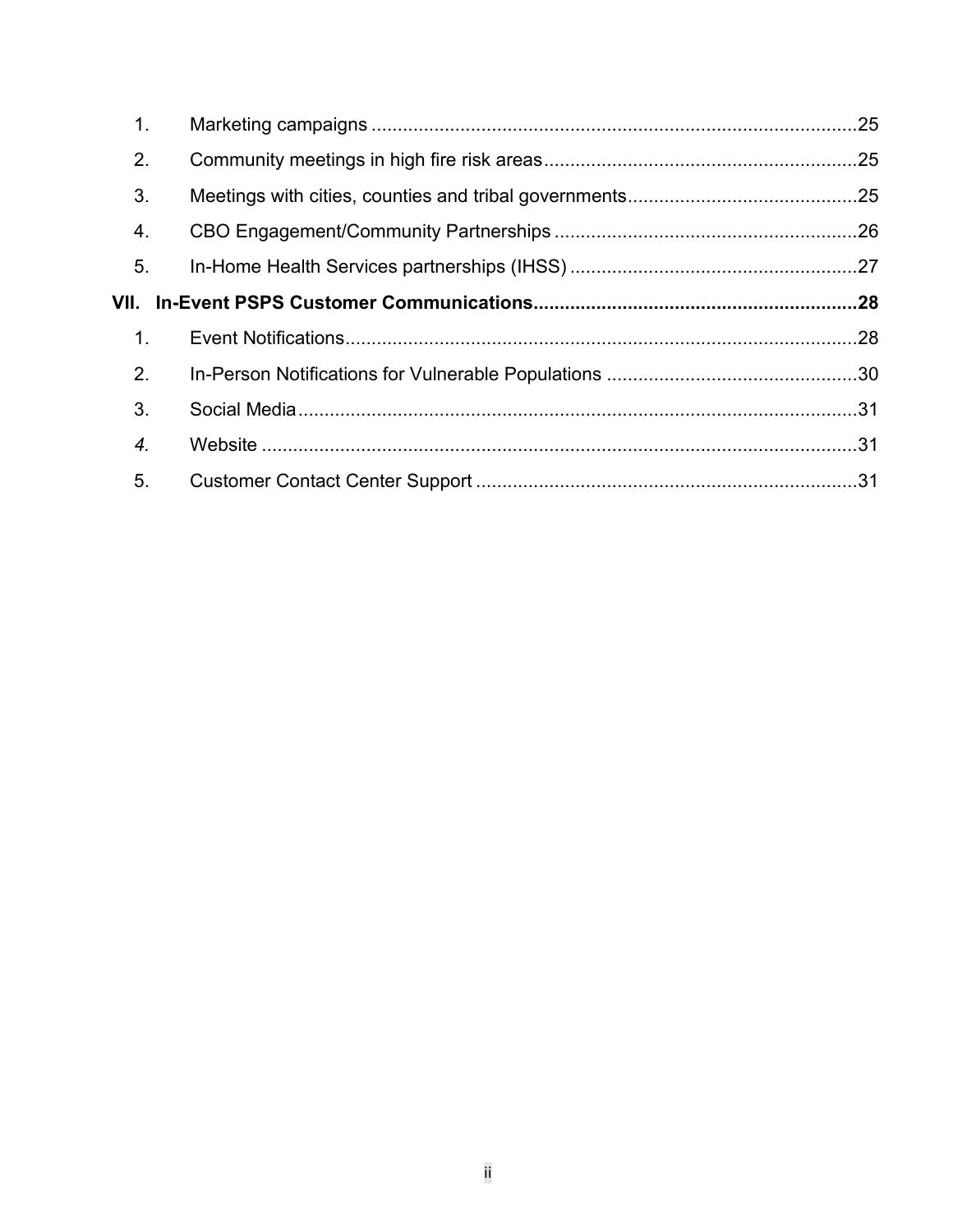1. Marketing campaigns ....................................................................................25
2. Community meetings in high fire risk areas...........................................................25
3. Meetings with cities, counties and tribal governments...........................................25
4. CBO Engagement/Community Partnerships .........................................................26
5. In-Home Health Services partnerships (IHSS) .......................................................27

**VII. In-Event PSPS Customer Communications.............................................................28**

1. Event Notifications.................................................................................................28
2. In-Person Notifications for Vulnerable Populations ................................................30
3. Social Media..........................................................................................................31
4. Website .................................................................................................................31
5. Customer Contact Center Support .........................................................................31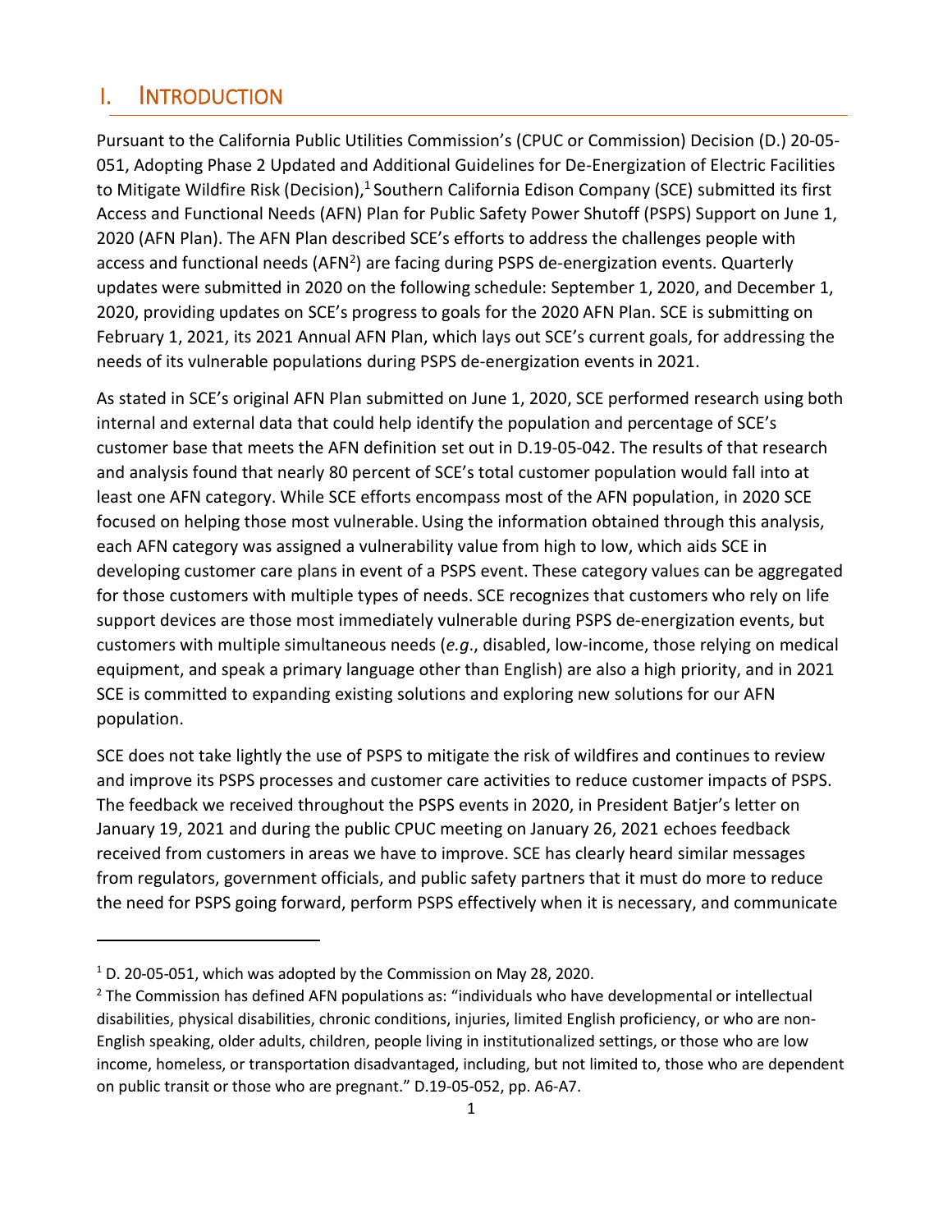# I. Introduction

Pursuant to the California Public Utilities Commission's (CPUC or Commission) Decision (D.) 20-05-051, Adopting Phase 2 Updated and Additional Guidelines for De-Energization of Electric Facilities to Mitigate Wildfire Risk (Decision),[1] Southern California Edison Company (SCE) submitted its first Access and Functional Needs (AFN) Plan for Public Safety Power Shutoff (PSPS) Support on June 1, 2020 (AFN Plan). The AFN Plan described SCE's efforts to address the challenges people with access and functional needs (AFN[2]) are facing during PSPS de-energization events. Quarterly updates were submitted in 2020 on the following schedule: September 1, 2020, and December 1, 2020, providing updates on SCE's progress to goals for the 2020 AFN Plan. SCE is submitting on February 1, 2021, its 2021 Annual AFN Plan, which lays out SCE's current goals, for addressing the needs of its vulnerable populations during PSPS de-energization events in 2021.

As stated in SCE's original AFN Plan submitted on June 1, 2020, SCE performed research using both internal and external data that could help identify the population and percentage of SCE's customer base that meets the AFN definition set out in D.19-05-042. The results of that research and analysis found that nearly 80 percent of SCE's total customer population would fall into at least one AFN category. While SCE efforts encompass most of the AFN population, in 2020 SCE focused on helping those most vulnerable. Using the information obtained through this analysis, each AFN category was assigned a vulnerability value from high to low, which aids SCE in developing customer care plans in event of a PSPS event. These category values can be aggregated for those customers with multiple types of needs. SCE recognizes that customers who rely on life support devices are those most immediately vulnerable during PSPS de-energization events, but customers with multiple simultaneous needs (*e.g.*, disabled, low-income, those relying on medical equipment, and speak a primary language other than English) are also a high priority, and in 2021 SCE is committed to expanding existing solutions and exploring new solutions for our AFN population.

SCE does not take lightly the use of PSPS to mitigate the risk of wildfires and continues to review and improve its PSPS processes and customer care activities to reduce customer impacts of PSPS. The feedback we received throughout the PSPS events in 2020, in President Batjer's letter on January 19, 2021 and during the public CPUC meeting on January 26, 2021 echoes feedback received from customers in areas we have to improve. SCE has clearly heard similar messages from regulators, government officials, and public safety partners that it must do more to reduce the need for PSPS going forward, perform PSPS effectively when it is necessary, and communicate

---

[1] D. 20-05-051, which was adopted by the Commission on May 28, 2020.

[2] The Commission has defined AFN populations as: "individuals who have developmental or intellectual disabilities, physical disabilities, chronic conditions, injuries, limited English proficiency, or who are non-English speaking, older adults, children, people living in institutionalized settings, or those who are low income, homeless, or transportation disadvantaged, including, but not limited to, those who are dependent on public transit or those who are pregnant." D.19-05-052, pp. A6-A7.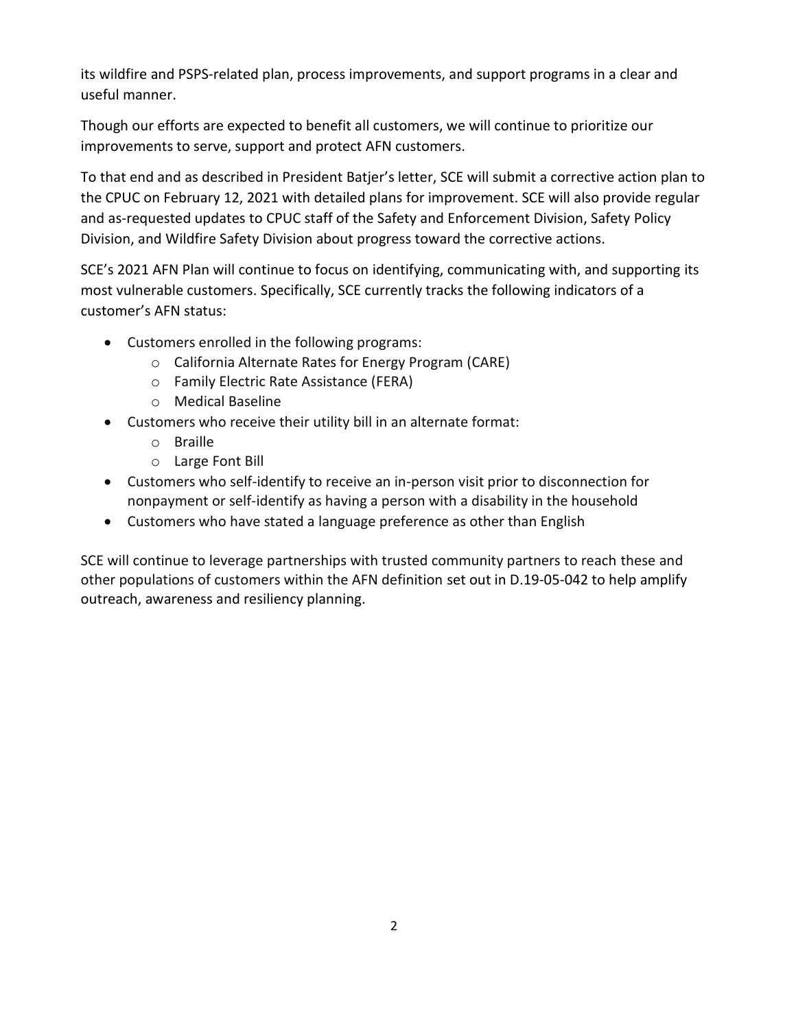its wildfire and PSPS-related plan, process improvements, and support programs in a clear and useful manner.

Though our efforts are expected to benefit all customers, we will continue to prioritize our improvements to serve, support and protect AFN customers.

To that end and as described in President Batjer's letter, SCE will submit a corrective action plan to the CPUC on February 12, 2021 with detailed plans for improvement. SCE will also provide regular and as-requested updates to CPUC staff of the Safety and Enforcement Division, Safety Policy Division, and Wildfire Safety Division about progress toward the corrective actions.

SCE's 2021 AFN Plan will continue to focus on identifying, communicating with, and supporting its most vulnerable customers. Specifically, SCE currently tracks the following indicators of a customer's AFN status:

- Customers enrolled in the following programs:
  - California Alternate Rates for Energy Program (CARE)
  - Family Electric Rate Assistance (FERA)
  - Medical Baseline
- Customers who receive their utility bill in an alternate format:
  - Braille
  - Large Font Bill
- Customers who self-identify to receive an in-person visit prior to disconnection for nonpayment or self-identify as having a person with a disability in the household
- Customers who have stated a language preference as other than English

SCE will continue to leverage partnerships with trusted community partners to reach these and other populations of customers within the AFN definition set out in D.19-05-042 to help amplify outreach, awareness and resiliency planning.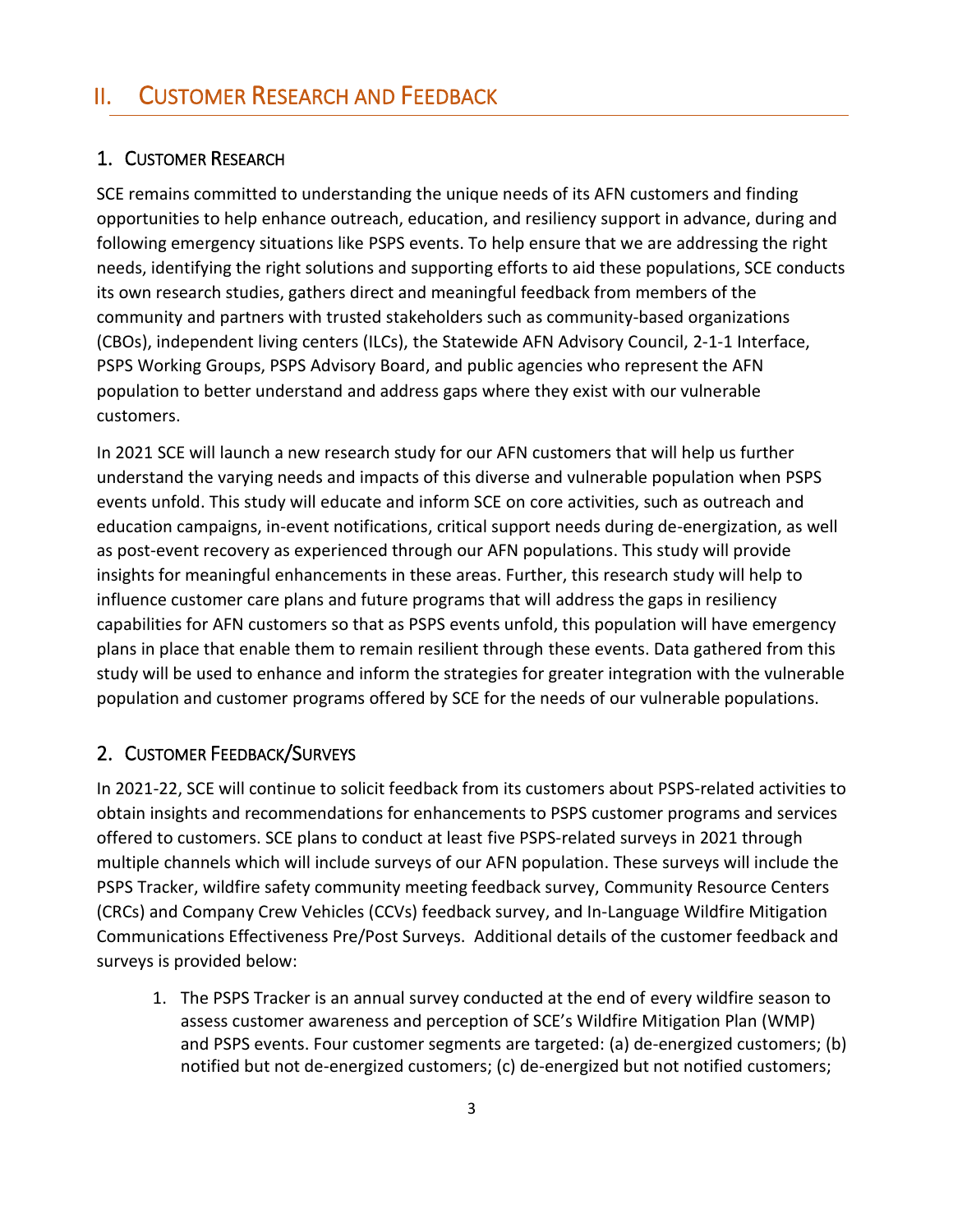# II. Customer Research and Feedback

## 1. Customer Research

SCE remains committed to understanding the unique needs of its AFN customers and finding opportunities to help enhance outreach, education, and resiliency support in advance, during and following emergency situations like PSPS events. To help ensure that we are addressing the right needs, identifying the right solutions and supporting efforts to aid these populations, SCE conducts its own research studies, gathers direct and meaningful feedback from members of the community and partners with trusted stakeholders such as community-based organizations (CBOs), independent living centers (ILCs), the Statewide AFN Advisory Council, 2-1-1 Interface, PSPS Working Groups, PSPS Advisory Board, and public agencies who represent the AFN population to better understand and address gaps where they exist with our vulnerable customers.

In 2021 SCE will launch a new research study for our AFN customers that will help us further understand the varying needs and impacts of this diverse and vulnerable population when PSPS events unfold. This study will educate and inform SCE on core activities, such as outreach and education campaigns, in-event notifications, critical support needs during de-energization, as well as post-event recovery as experienced through our AFN populations. This study will provide insights for meaningful enhancements in these areas. Further, this research study will help to influence customer care plans and future programs that will address the gaps in resiliency capabilities for AFN customers so that as PSPS events unfold, this population will have emergency plans in place that enable them to remain resilient through these events. Data gathered from this study will be used to enhance and inform the strategies for greater integration with the vulnerable population and customer programs offered by SCE for the needs of our vulnerable populations.

## 2. Customer Feedback/Surveys

In 2021-22, SCE will continue to solicit feedback from its customers about PSPS-related activities to obtain insights and recommendations for enhancements to PSPS customer programs and services offered to customers. SCE plans to conduct at least five PSPS-related surveys in 2021 through multiple channels which will include surveys of our AFN population. These surveys will include the PSPS Tracker, wildfire safety community meeting feedback survey, Community Resource Centers (CRCs) and Company Crew Vehicles (CCVs) feedback survey, and In-Language Wildfire Mitigation Communications Effectiveness Pre/Post Surveys. Additional details of the customer feedback and surveys is provided below:

1. The PSPS Tracker is an annual survey conducted at the end of every wildfire season to assess customer awareness and perception of SCE's Wildfire Mitigation Plan (WMP) and PSPS events. Four customer segments are targeted: (a) de-energized customers; (b) notified but not de-energized customers; (c) de-energized but not notified customers;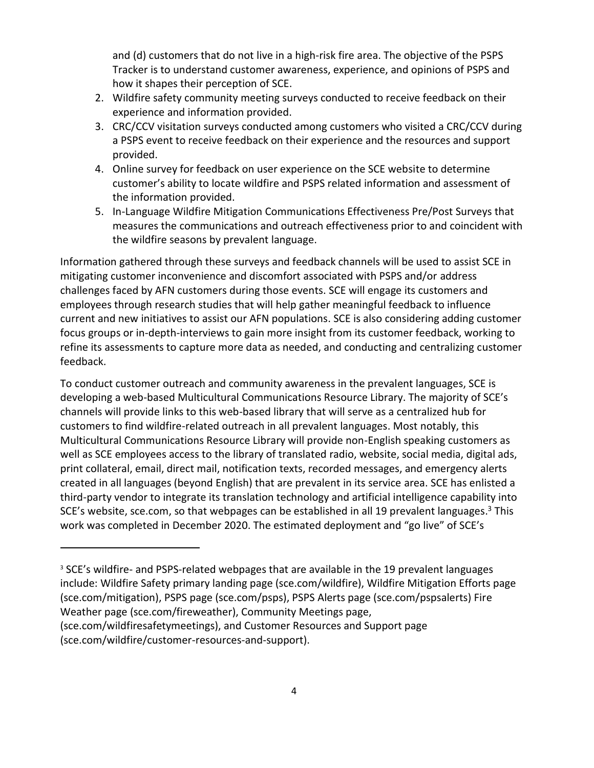and (d) customers that do not live in a high-risk fire area. The objective of the PSPS Tracker is to understand customer awareness, experience, and opinions of PSPS and how it shapes their perception of SCE.

2. Wildfire safety community meeting surveys conducted to receive feedback on their experience and information provided.
3. CRC/CCV visitation surveys conducted among customers who visited a CRC/CCV during a PSPS event to receive feedback on their experience and the resources and support provided.
4. Online survey for feedback on user experience on the SCE website to determine customer's ability to locate wildfire and PSPS related information and assessment of the information provided.
5. In-Language Wildfire Mitigation Communications Effectiveness Pre/Post Surveys that measures the communications and outreach effectiveness prior to and coincident with the wildfire seasons by prevalent language.

Information gathered through these surveys and feedback channels will be used to assist SCE in mitigating customer inconvenience and discomfort associated with PSPS and/or address challenges faced by AFN customers during those events. SCE will engage its customers and employees through research studies that will help gather meaningful feedback to influence current and new initiatives to assist our AFN populations. SCE is also considering adding customer focus groups or in-depth-interviews to gain more insight from its customer feedback, working to refine its assessments to capture more data as needed, and conducting and centralizing customer feedback.

To conduct customer outreach and community awareness in the prevalent languages, SCE is developing a web-based Multicultural Communications Resource Library. The majority of SCE's channels will provide links to this web-based library that will serve as a centralized hub for customers to find wildfire-related outreach in all prevalent languages. Most notably, this Multicultural Communications Resource Library will provide non-English speaking customers as well as SCE employees access to the library of translated radio, website, social media, digital ads, print collateral, email, direct mail, notification texts, recorded messages, and emergency alerts created in all languages (beyond English) that are prevalent in its service area. SCE has enlisted a third-party vendor to integrate its translation technology and artificial intelligence capability into SCE's website, sce.com, so that webpages can be established in all 19 prevalent languages.[3] This work was completed in December 2020. The estimated deployment and "go live" of SCE's

[3] SCE's wildfire- and PSPS-related webpages that are available in the 19 prevalent languages include: Wildfire Safety primary landing page (sce.com/wildfire), Wildfire Mitigation Efforts page (sce.com/mitigation), PSPS page (sce.com/psps), PSPS Alerts page (sce.com/pspsalerts) Fire Weather page (sce.com/fireweather), Community Meetings page, (sce.com/wildfiresafetymeetings), and Customer Resources and Support page (sce.com/wildfire/customer-resources-and-support).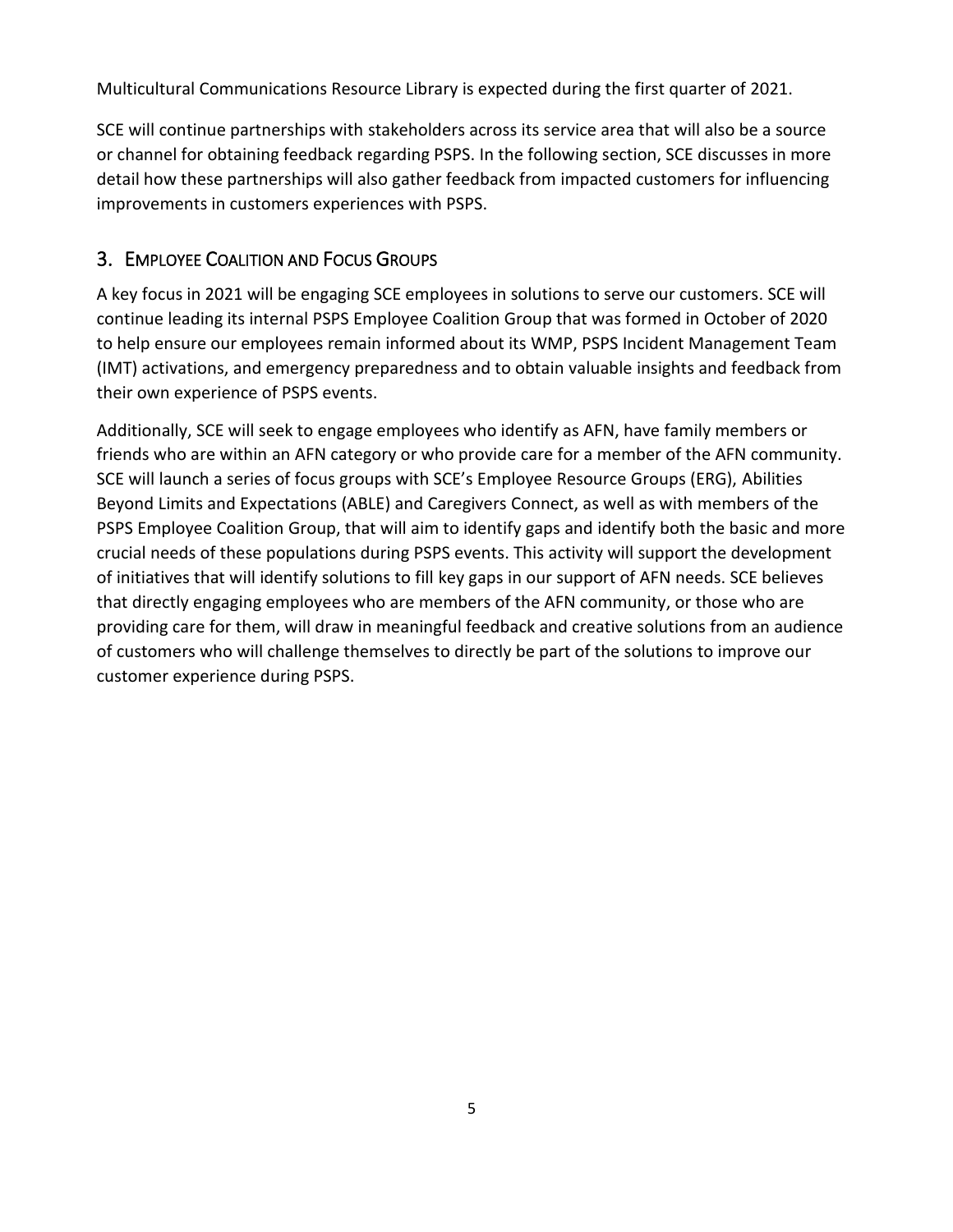Multicultural Communications Resource Library is expected during the first quarter of 2021.

SCE will continue partnerships with stakeholders across its service area that will also be a source or channel for obtaining feedback regarding PSPS. In the following section, SCE discusses in more detail how these partnerships will also gather feedback from impacted customers for influencing improvements in customers experiences with PSPS.

## 3. Employee Coalition and Focus Groups

A key focus in 2021 will be engaging SCE employees in solutions to serve our customers. SCE will continue leading its internal PSPS Employee Coalition Group that was formed in October of 2020 to help ensure our employees remain informed about its WMP, PSPS Incident Management Team (IMT) activations, and emergency preparedness and to obtain valuable insights and feedback from their own experience of PSPS events.

Additionally, SCE will seek to engage employees who identify as AFN, have family members or friends who are within an AFN category or who provide care for a member of the AFN community. SCE will launch a series of focus groups with SCE's Employee Resource Groups (ERG), Abilities Beyond Limits and Expectations (ABLE) and Caregivers Connect, as well as with members of the PSPS Employee Coalition Group, that will aim to identify gaps and identify both the basic and more crucial needs of these populations during PSPS events. This activity will support the development of initiatives that will identify solutions to fill key gaps in our support of AFN needs. SCE believes that directly engaging employees who are members of the AFN community, or those who are providing care for them, will draw in meaningful feedback and creative solutions from an audience of customers who will challenge themselves to directly be part of the solutions to improve our customer experience during PSPS.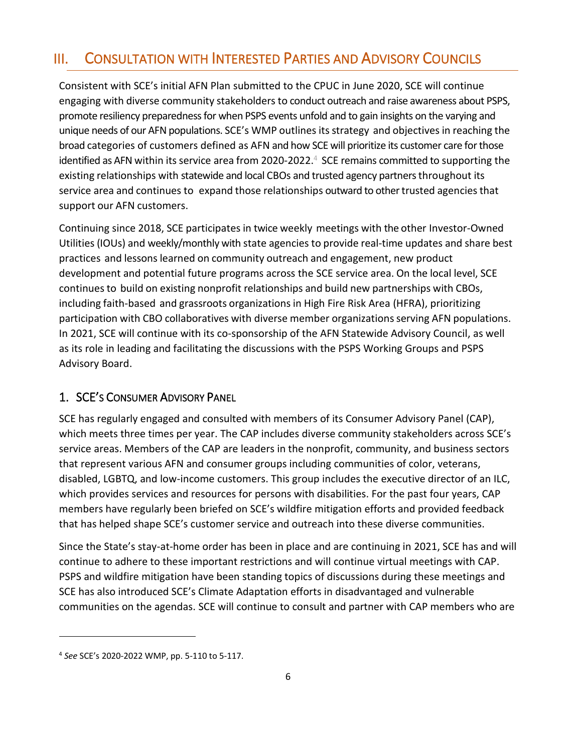# III. CONSULTATION WITH INTERESTED PARTIES AND ADVISORY COUNCILS

Consistent with SCE's initial AFN Plan submitted to the CPUC in June 2020, SCE will continue engaging with diverse community stakeholders to conduct outreach and raise awareness about PSPS, promote resiliency preparedness for when PSPS events unfold and to gain insights on the varying and unique needs of our AFN populations. SCE's WMP outlines its strategy and objectives in reaching the broad categories of customers defined as AFN and how SCE will prioritize its customer care for those identified as AFN within its service area from 2020-2022.[4] SCE remains committed to supporting the existing relationships with statewide and local CBOs and trusted agency partners throughout its service area and continues to expand those relationships outward to other trusted agencies that support our AFN customers.

Continuing since 2018, SCE participates in twice weekly meetings with the other Investor-Owned Utilities (IOUs) and weekly/monthly with state agencies to provide real-time updates and share best practices and lessons learned on community outreach and engagement, new product development and potential future programs across the SCE service area. On the local level, SCE continues to build on existing nonprofit relationships and build new partnerships with CBOs, including faith-based and grassroots organizations in High Fire Risk Area (HFRA), prioritizing participation with CBO collaboratives with diverse member organizations serving AFN populations. In 2021, SCE will continue with its co-sponsorship of the AFN Statewide Advisory Council, as well as its role in leading and facilitating the discussions with the PSPS Working Groups and PSPS Advisory Board.

## 1. SCE'S CONSUMER ADVISORY PANEL

SCE has regularly engaged and consulted with members of its Consumer Advisory Panel (CAP), which meets three times per year. The CAP includes diverse community stakeholders across SCE's service areas. Members of the CAP are leaders in the nonprofit, community, and business sectors that represent various AFN and consumer groups including communities of color, veterans, disabled, LGBTQ, and low-income customers. This group includes the executive director of an ILC, which provides services and resources for persons with disabilities. For the past four years, CAP members have regularly been briefed on SCE's wildfire mitigation efforts and provided feedback that has helped shape SCE's customer service and outreach into these diverse communities.

Since the State's stay-at-home order has been in place and are continuing in 2021, SCE has and will continue to adhere to these important restrictions and will continue virtual meetings with CAP. PSPS and wildfire mitigation have been standing topics of discussions during these meetings and SCE has also introduced SCE's Climate Adaptation efforts in disadvantaged and vulnerable communities on the agendas. SCE will continue to consult and partner with CAP members who are

---

[4] *See* SCE's 2020-2022 WMP, pp. 5-110 to 5-117.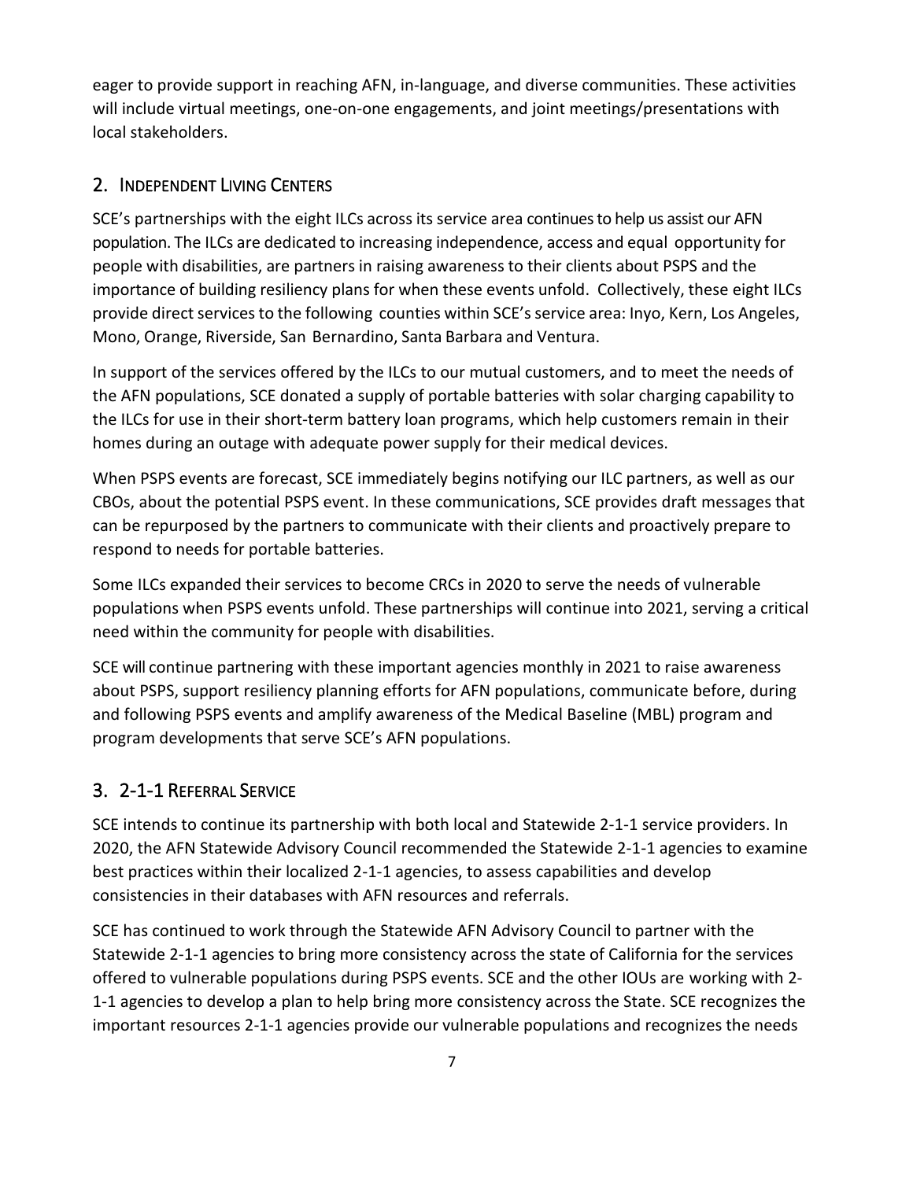eager to provide support in reaching AFN, in-language, and diverse communities. These activities will include virtual meetings, one-on-one engagements, and joint meetings/presentations with local stakeholders.

## 2. Independent Living Centers

SCE's partnerships with the eight ILCs across its service area continues to help us assist our AFN population. The ILCs are dedicated to increasing independence, access and equal opportunity for people with disabilities, are partners in raising awareness to their clients about PSPS and the importance of building resiliency plans for when these events unfold. Collectively, these eight ILCs provide direct services to the following counties within SCE's service area: Inyo, Kern, Los Angeles, Mono, Orange, Riverside, San Bernardino, Santa Barbara and Ventura.

In support of the services offered by the ILCs to our mutual customers, and to meet the needs of the AFN populations, SCE donated a supply of portable batteries with solar charging capability to the ILCs for use in their short-term battery loan programs, which help customers remain in their homes during an outage with adequate power supply for their medical devices.

When PSPS events are forecast, SCE immediately begins notifying our ILC partners, as well as our CBOs, about the potential PSPS event. In these communications, SCE provides draft messages that can be repurposed by the partners to communicate with their clients and proactively prepare to respond to needs for portable batteries.

Some ILCs expanded their services to become CRCs in 2020 to serve the needs of vulnerable populations when PSPS events unfold. These partnerships will continue into 2021, serving a critical need within the community for people with disabilities.

SCE will continue partnering with these important agencies monthly in 2021 to raise awareness about PSPS, support resiliency planning efforts for AFN populations, communicate before, during and following PSPS events and amplify awareness of the Medical Baseline (MBL) program and program developments that serve SCE's AFN populations.

## 3. 2-1-1 Referral Service

SCE intends to continue its partnership with both local and Statewide 2-1-1 service providers. In 2020, the AFN Statewide Advisory Council recommended the Statewide 2-1-1 agencies to examine best practices within their localized 2-1-1 agencies, to assess capabilities and develop consistencies in their databases with AFN resources and referrals.

SCE has continued to work through the Statewide AFN Advisory Council to partner with the Statewide 2-1-1 agencies to bring more consistency across the state of California for the services offered to vulnerable populations during PSPS events. SCE and the other IOUs are working with 2-1-1 agencies to develop a plan to help bring more consistency across the State. SCE recognizes the important resources 2-1-1 agencies provide our vulnerable populations and recognizes the needs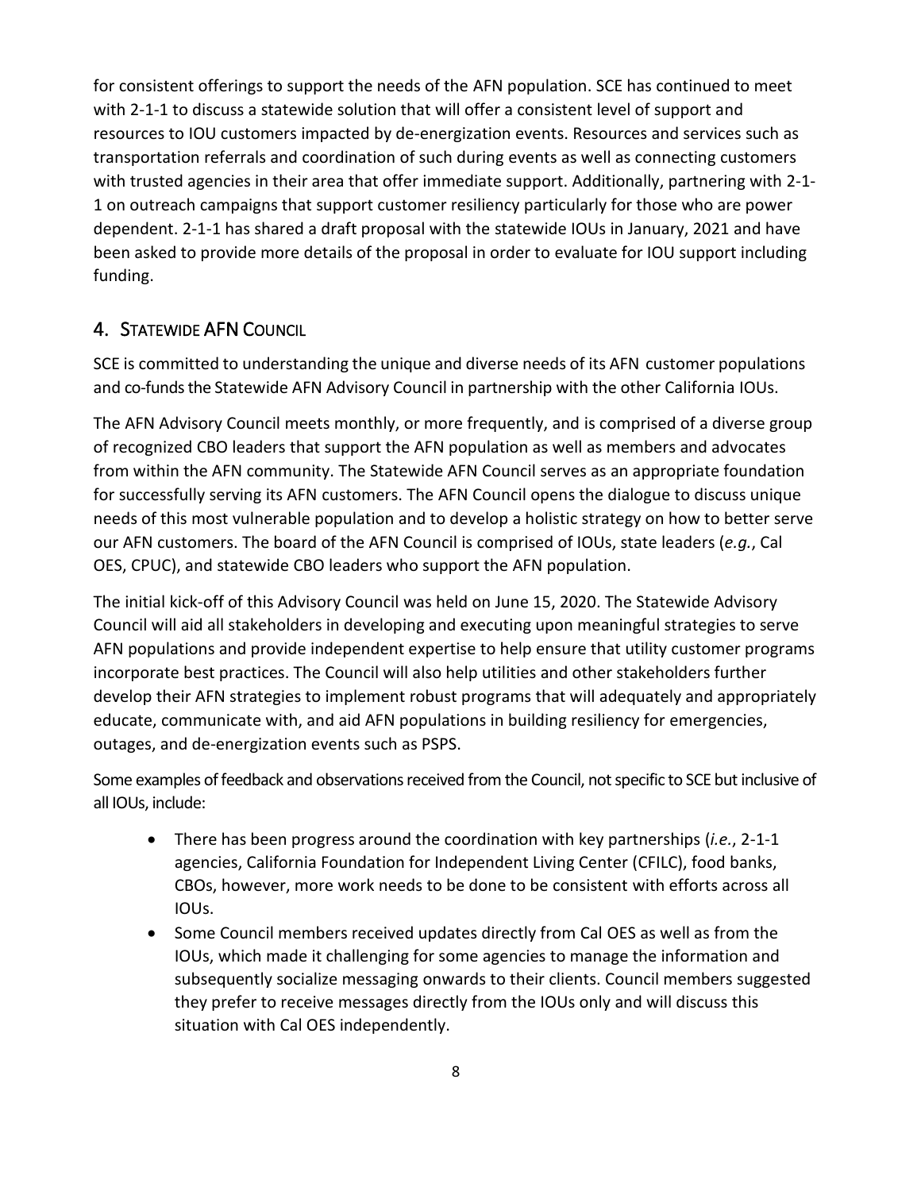for consistent offerings to support the needs of the AFN population. SCE has continued to meet with 2-1-1 to discuss a statewide solution that will offer a consistent level of support and resources to IOU customers impacted by de-energization events. Resources and services such as transportation referrals and coordination of such during events as well as connecting customers with trusted agencies in their area that offer immediate support. Additionally, partnering with 2-1-1 on outreach campaigns that support customer resiliency particularly for those who are power dependent. 2-1-1 has shared a draft proposal with the statewide IOUs in January, 2021 and have been asked to provide more details of the proposal in order to evaluate for IOU support including funding.

## 4. Statewide AFN Council

SCE is committed to understanding the unique and diverse needs of its AFN customer populations and co-funds the Statewide AFN Advisory Council in partnership with the other California IOUs.

The AFN Advisory Council meets monthly, or more frequently, and is comprised of a diverse group of recognized CBO leaders that support the AFN population as well as members and advocates from within the AFN community. The Statewide AFN Council serves as an appropriate foundation for successfully serving its AFN customers. The AFN Council opens the dialogue to discuss unique needs of this most vulnerable population and to develop a holistic strategy on how to better serve our AFN customers. The board of the AFN Council is comprised of IOUs, state leaders (*e.g.*, Cal OES, CPUC), and statewide CBO leaders who support the AFN population.

The initial kick-off of this Advisory Council was held on June 15, 2020. The Statewide Advisory Council will aid all stakeholders in developing and executing upon meaningful strategies to serve AFN populations and provide independent expertise to help ensure that utility customer programs incorporate best practices. The Council will also help utilities and other stakeholders further develop their AFN strategies to implement robust programs that will adequately and appropriately educate, communicate with, and aid AFN populations in building resiliency for emergencies, outages, and de-energization events such as PSPS.

Some examples of feedback and observations received from the Council, not specific to SCE but inclusive of all IOUs, include:

- There has been progress around the coordination with key partnerships (*i.e.*, 2-1-1 agencies, California Foundation for Independent Living Center (CFILC), food banks, CBOs, however, more work needs to be done to be consistent with efforts across all IOUs.
- Some Council members received updates directly from Cal OES as well as from the IOUs, which made it challenging for some agencies to manage the information and subsequently socialize messaging onwards to their clients. Council members suggested they prefer to receive messages directly from the IOUs only and will discuss this situation with Cal OES independently.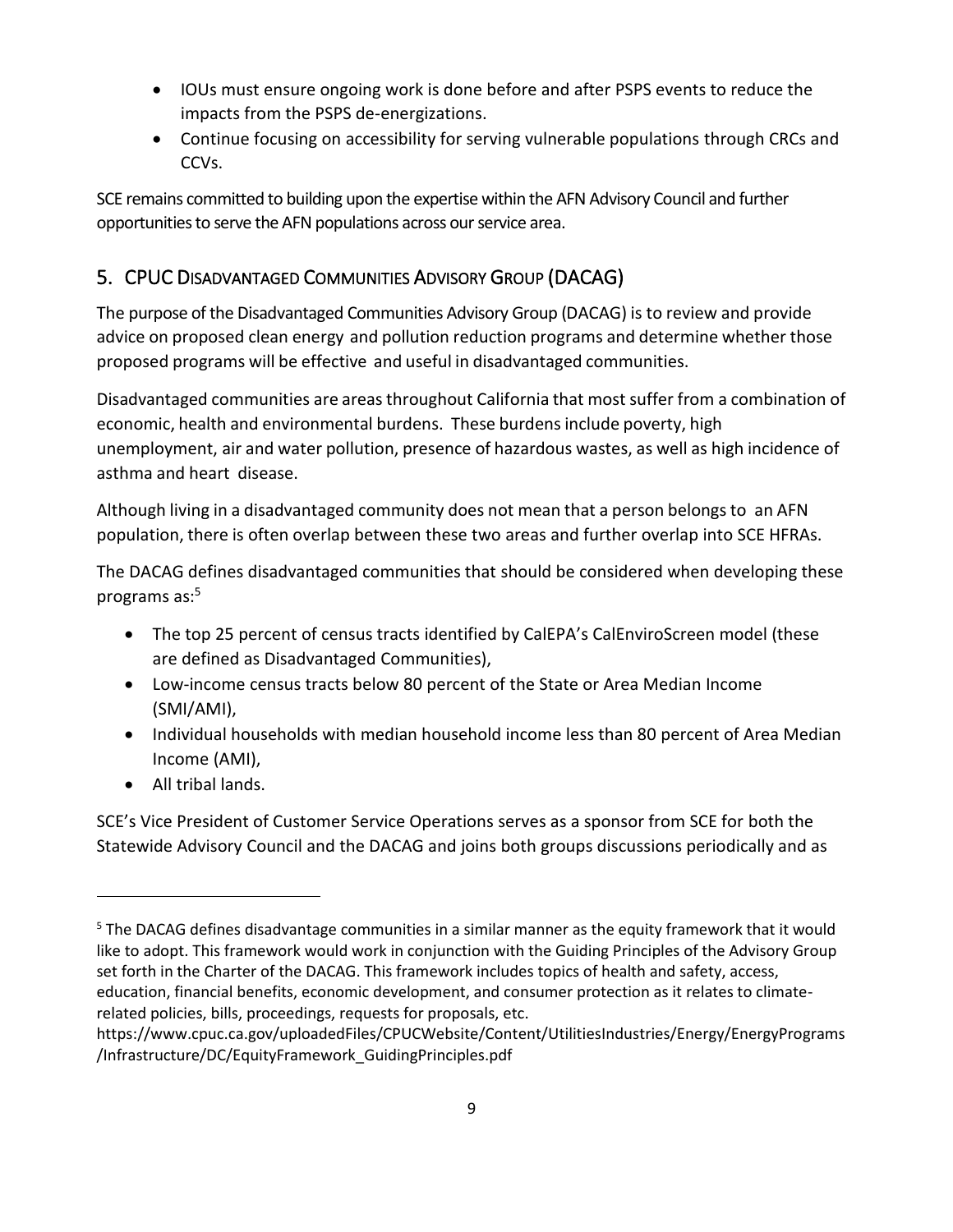- IOUs must ensure ongoing work is done before and after PSPS events to reduce the impacts from the PSPS de-energizations.
- Continue focusing on accessibility for serving vulnerable populations through CRCs and CCVs.

SCE remains committed to building upon the expertise within the AFN Advisory Council and further opportunities to serve the AFN populations across our service area.

## 5. CPUC Disadvantaged Communities Advisory Group (DACAG)

The purpose of the Disadvantaged Communities Advisory Group (DACAG) is to review and provide advice on proposed clean energy and pollution reduction programs and determine whether those proposed programs will be effective and useful in disadvantaged communities.

Disadvantaged communities are areas throughout California that most suffer from a combination of economic, health and environmental burdens. These burdens include poverty, high unemployment, air and water pollution, presence of hazardous wastes, as well as high incidence of asthma and heart disease.

Although living in a disadvantaged community does not mean that a person belongs to an AFN population, there is often overlap between these two areas and further overlap into SCE HFRAs.

The DACAG defines disadvantaged communities that should be considered when developing these programs as:[5]

- The top 25 percent of census tracts identified by CalEPA's CalEnviroScreen model (these are defined as Disadvantaged Communities),
- Low-income census tracts below 80 percent of the State or Area Median Income (SMI/AMI),
- Individual households with median household income less than 80 percent of Area Median Income (AMI),
- All tribal lands.

SCE's Vice President of Customer Service Operations serves as a sponsor from SCE for both the Statewide Advisory Council and the DACAG and joins both groups discussions periodically and as

---

[5] The DACAG defines disadvantage communities in a similar manner as the equity framework that it would like to adopt. This framework would work in conjunction with the Guiding Principles of the Advisory Group set forth in the Charter of the DACAG. This framework includes topics of health and safety, access, education, financial benefits, economic development, and consumer protection as it relates to climate-related policies, bills, proceedings, requests for proposals, etc.
https://www.cpuc.ca.gov/uploadedFiles/CPUCWebsite/Content/UtilitiesIndustries/Energy/EnergyPrograms/Infrastructure/DC/EquityFramework_GuidingPrinciples.pdf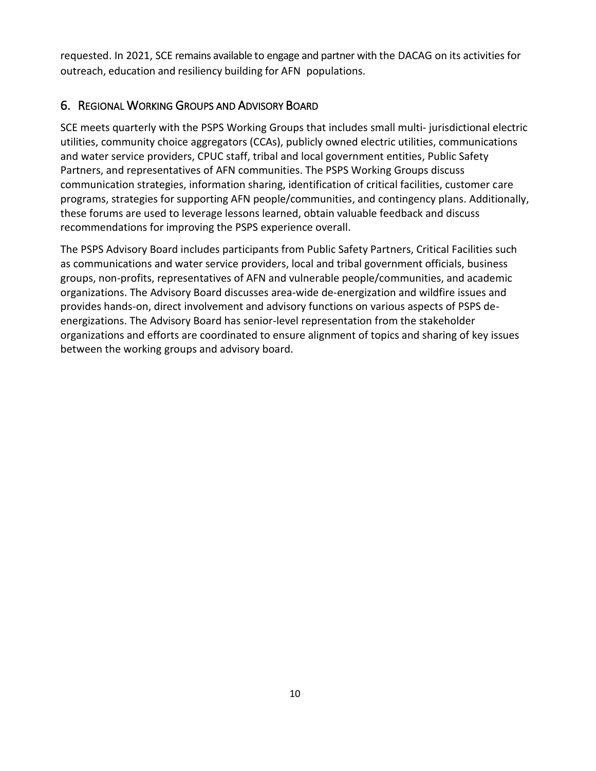requested. In 2021, SCE remains available to engage and partner with the DACAG on its activities for outreach, education and resiliency building for AFN populations.

## 6. Regional Working Groups and Advisory Board

SCE meets quarterly with the PSPS Working Groups that includes small multi- jurisdictional electric utilities, community choice aggregators (CCAs), publicly owned electric utilities, communications and water service providers, CPUC staff, tribal and local government entities, Public Safety Partners, and representatives of AFN communities. The PSPS Working Groups discuss communication strategies, information sharing, identification of critical facilities, customer care programs, strategies for supporting AFN people/communities, and contingency plans. Additionally, these forums are used to leverage lessons learned, obtain valuable feedback and discuss recommendations for improving the PSPS experience overall.

The PSPS Advisory Board includes participants from Public Safety Partners, Critical Facilities such as communications and water service providers, local and tribal government officials, business groups, non-profits, representatives of AFN and vulnerable people/communities, and academic organizations. The Advisory Board discusses area-wide de-energization and wildfire issues and provides hands-on, direct involvement and advisory functions on various aspects of PSPS de-energizations. The Advisory Board has senior-level representation from the stakeholder organizations and efforts are coordinated to ensure alignment of topics and sharing of key issues between the working groups and advisory board.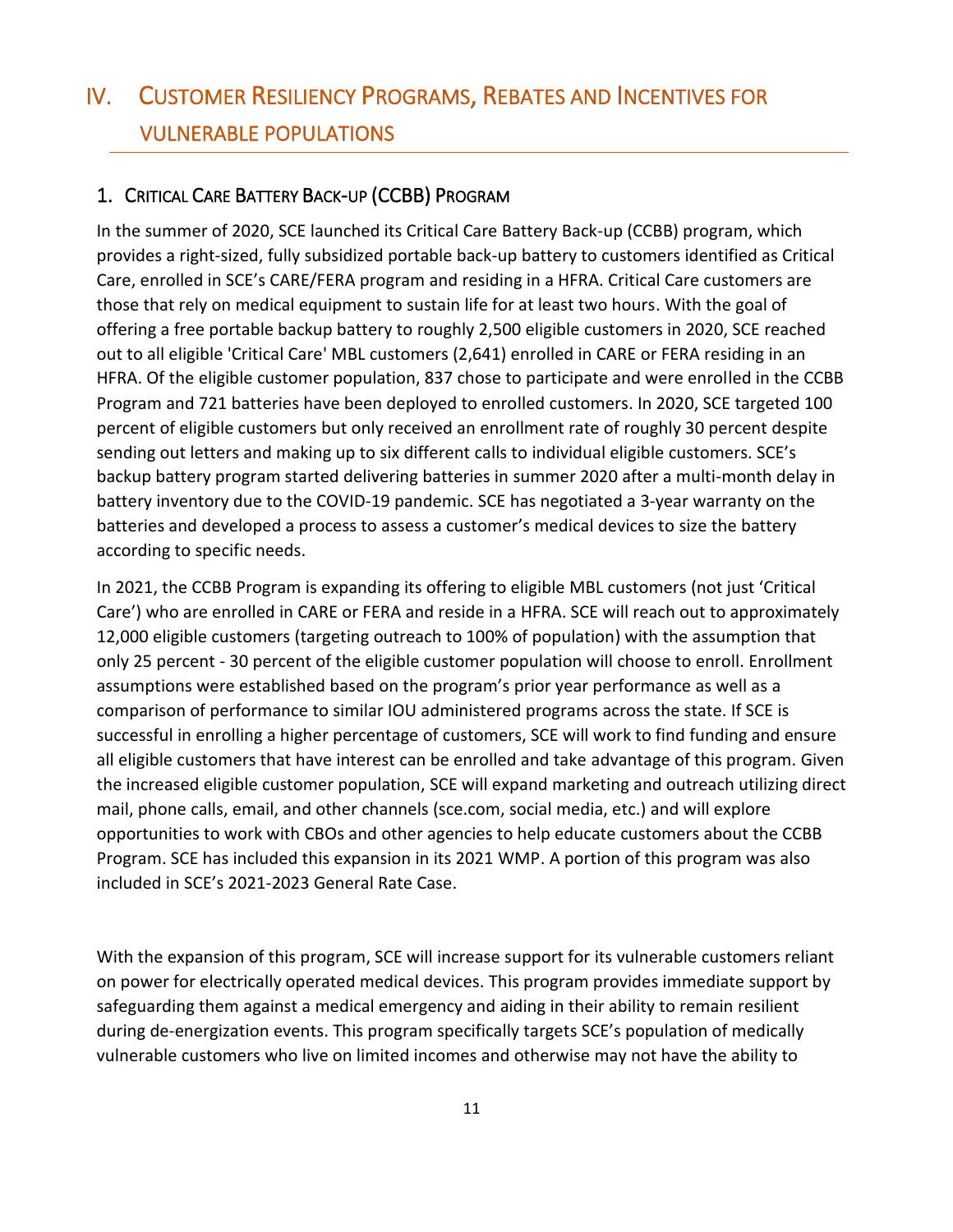# IV. Customer Resiliency Programs, Rebates and Incentives for vulnerable populations

## 1. Critical Care Battery Back-up (CCBB) Program

In the summer of 2020, SCE launched its Critical Care Battery Back-up (CCBB) program, which provides a right-sized, fully subsidized portable back-up battery to customers identified as Critical Care, enrolled in SCE's CARE/FERA program and residing in a HFRA. Critical Care customers are those that rely on medical equipment to sustain life for at least two hours. With the goal of offering a free portable backup battery to roughly 2,500 eligible customers in 2020, SCE reached out to all eligible 'Critical Care' MBL customers (2,641) enrolled in CARE or FERA residing in an HFRA. Of the eligible customer population, 837 chose to participate and were enrolled in the CCBB Program and 721 batteries have been deployed to enrolled customers. In 2020, SCE targeted 100 percent of eligible customers but only received an enrollment rate of roughly 30 percent despite sending out letters and making up to six different calls to individual eligible customers. SCE's backup battery program started delivering batteries in summer 2020 after a multi-month delay in battery inventory due to the COVID-19 pandemic. SCE has negotiated a 3-year warranty on the batteries and developed a process to assess a customer's medical devices to size the battery according to specific needs.

In 2021, the CCBB Program is expanding its offering to eligible MBL customers (not just 'Critical Care') who are enrolled in CARE or FERA and reside in a HFRA. SCE will reach out to approximately 12,000 eligible customers (targeting outreach to 100% of population) with the assumption that only 25 percent - 30 percent of the eligible customer population will choose to enroll. Enrollment assumptions were established based on the program's prior year performance as well as a comparison of performance to similar IOU administered programs across the state. If SCE is successful in enrolling a higher percentage of customers, SCE will work to find funding and ensure all eligible customers that have interest can be enrolled and take advantage of this program. Given the increased eligible customer population, SCE will expand marketing and outreach utilizing direct mail, phone calls, email, and other channels (sce.com, social media, etc.) and will explore opportunities to work with CBOs and other agencies to help educate customers about the CCBB Program. SCE has included this expansion in its 2021 WMP. A portion of this program was also included in SCE's 2021-2023 General Rate Case.

With the expansion of this program, SCE will increase support for its vulnerable customers reliant on power for electrically operated medical devices. This program provides immediate support by safeguarding them against a medical emergency and aiding in their ability to remain resilient during de-energization events. This program specifically targets SCE's population of medically vulnerable customers who live on limited incomes and otherwise may not have the ability to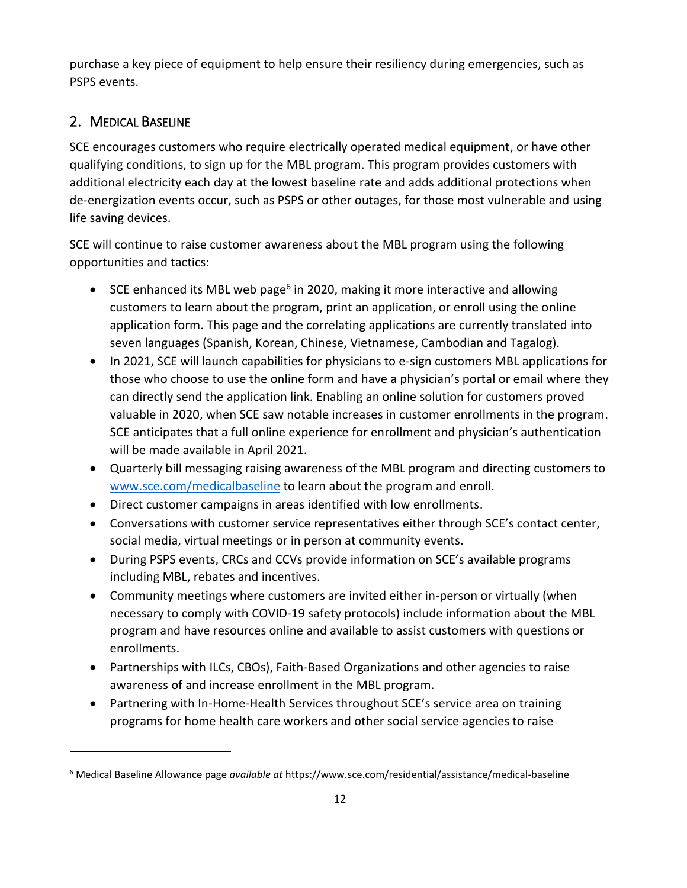purchase a key piece of equipment to help ensure their resiliency during emergencies, such as PSPS events.

## 2. Medical Baseline

SCE encourages customers who require electrically operated medical equipment, or have other qualifying conditions, to sign up for the MBL program. This program provides customers with additional electricity each day at the lowest baseline rate and adds additional protections when de-energization events occur, such as PSPS or other outages, for those most vulnerable and using life saving devices.

SCE will continue to raise customer awareness about the MBL program using the following opportunities and tactics:

- SCE enhanced its MBL web page[6] in 2020, making it more interactive and allowing customers to learn about the program, print an application, or enroll using the online application form. This page and the correlating applications are currently translated into seven languages (Spanish, Korean, Chinese, Vietnamese, Cambodian and Tagalog).
- In 2021, SCE will launch capabilities for physicians to e-sign customers MBL applications for those who choose to use the online form and have a physician's portal or email where they can directly send the application link. Enabling an online solution for customers proved valuable in 2020, when SCE saw notable increases in customer enrollments in the program. SCE anticipates that a full online experience for enrollment and physician's authentication will be made available in April 2021.
- Quarterly bill messaging raising awareness of the MBL program and directing customers to www.sce.com/medicalbaseline to learn about the program and enroll.
- Direct customer campaigns in areas identified with low enrollments.
- Conversations with customer service representatives either through SCE's contact center, social media, virtual meetings or in person at community events.
- During PSPS events, CRCs and CCVs provide information on SCE's available programs including MBL, rebates and incentives.
- Community meetings where customers are invited either in-person or virtually (when necessary to comply with COVID-19 safety protocols) include information about the MBL program and have resources online and available to assist customers with questions or enrollments.
- Partnerships with ILCs, CBOs), Faith-Based Organizations and other agencies to raise awareness of and increase enrollment in the MBL program.
- Partnering with In-Home-Health Services throughout SCE's service area on training programs for home health care workers and other social service agencies to raise

---

[6] Medical Baseline Allowance page *available at* https://www.sce.com/residential/assistance/medical-baseline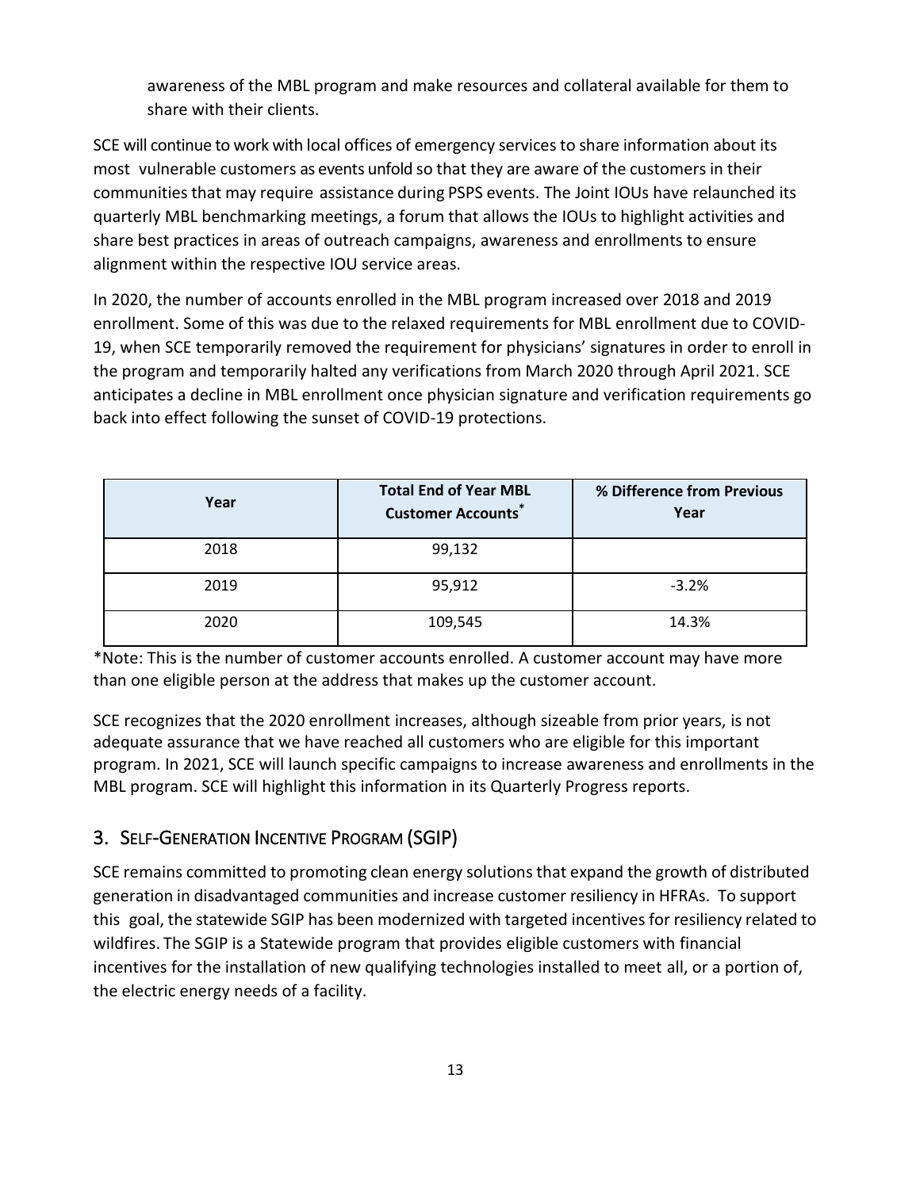awareness of the MBL program and make resources and collateral available for them to share with their clients.

SCE will continue to work with local offices of emergency services to share information about its most vulnerable customers as events unfold so that they are aware of the customers in their communities that may require assistance during PSPS events. The Joint IOUs have relaunched its quarterly MBL benchmarking meetings, a forum that allows the IOUs to highlight activities and share best practices in areas of outreach campaigns, awareness and enrollments to ensure alignment within the respective IOU service areas.

In 2020, the number of accounts enrolled in the MBL program increased over 2018 and 2019 enrollment. Some of this was due to the relaxed requirements for MBL enrollment due to COVID-19, when SCE temporarily removed the requirement for physicians' signatures in order to enroll in the program and temporarily halted any verifications from March 2020 through April 2021. SCE anticipates a decline in MBL enrollment once physician signature and verification requirements go back into effect following the sunset of COVID-19 protections.

| Year | Total End of Year MBL Customer Accounts* | % Difference from Previous Year |
|---|---|---|
| 2018 | 99,132 | |
| 2019 | 95,912 | -3.2% |
| 2020 | 109,545 | 14.3% |

*Note: This is the number of customer accounts enrolled. A customer account may have more than one eligible person at the address that makes up the customer account.

SCE recognizes that the 2020 enrollment increases, although sizeable from prior years, is not adequate assurance that we have reached all customers who are eligible for this important program. In 2021, SCE will launch specific campaigns to increase awareness and enrollments in the MBL program. SCE will highlight this information in its Quarterly Progress reports.

## 3. Self-Generation Incentive Program (SGIP)

SCE remains committed to promoting clean energy solutions that expand the growth of distributed generation in disadvantaged communities and increase customer resiliency in HFRAs. To support this goal, the statewide SGIP has been modernized with targeted incentives for resiliency related to wildfires. The SGIP is a Statewide program that provides eligible customers with financial incentives for the installation of new qualifying technologies installed to meet all, or a portion of, the electric energy needs of a facility.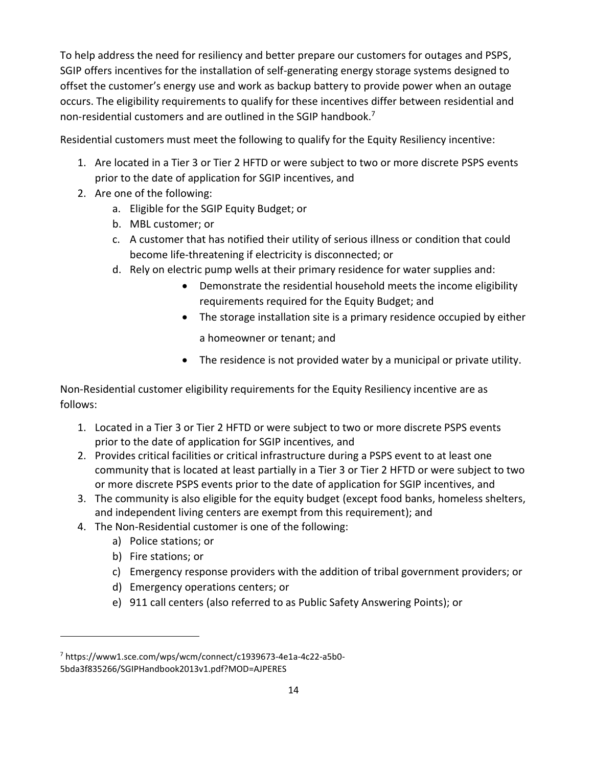To help address the need for resiliency and better prepare our customers for outages and PSPS, SGIP offers incentives for the installation of self-generating energy storage systems designed to offset the customer's energy use and work as backup battery to provide power when an outage occurs. The eligibility requirements to qualify for these incentives differ between residential and non-residential customers and are outlined in the SGIP handbook.[7]

Residential customers must meet the following to qualify for the Equity Resiliency incentive:

1. Are located in a Tier 3 or Tier 2 HFTD or were subject to two or more discrete PSPS events prior to the date of application for SGIP incentives, and
2. Are one of the following:
   a. Eligible for the SGIP Equity Budget; or
   b. MBL customer; or
   c. A customer that has notified their utility of serious illness or condition that could become life-threatening if electricity is disconnected; or
   d. Rely on electric pump wells at their primary residence for water supplies and:
      - Demonstrate the residential household meets the income eligibility requirements required for the Equity Budget; and
      - The storage installation site is a primary residence occupied by either a homeowner or tenant; and
      - The residence is not provided water by a municipal or private utility.

Non-Residential customer eligibility requirements for the Equity Resiliency incentive are as follows:

1. Located in a Tier 3 or Tier 2 HFTD or were subject to two or more discrete PSPS events prior to the date of application for SGIP incentives, and
2. Provides critical facilities or critical infrastructure during a PSPS event to at least one community that is located at least partially in a Tier 3 or Tier 2 HFTD or were subject to two or more discrete PSPS events prior to the date of application for SGIP incentives, and
3. The community is also eligible for the equity budget (except food banks, homeless shelters, and independent living centers are exempt from this requirement); and
4. The Non-Residential customer is one of the following:
   a) Police stations; or
   b) Fire stations; or
   c) Emergency response providers with the addition of tribal government providers; or
   d) Emergency operations centers; or
   e) 911 call centers (also referred to as Public Safety Answering Points); or

[7] https://www1.sce.com/wps/wcm/connect/c1939673-4e1a-4c22-a5b0-5bda3f835266/SGIPHandbook2013v1.pdf?MOD=AJPERES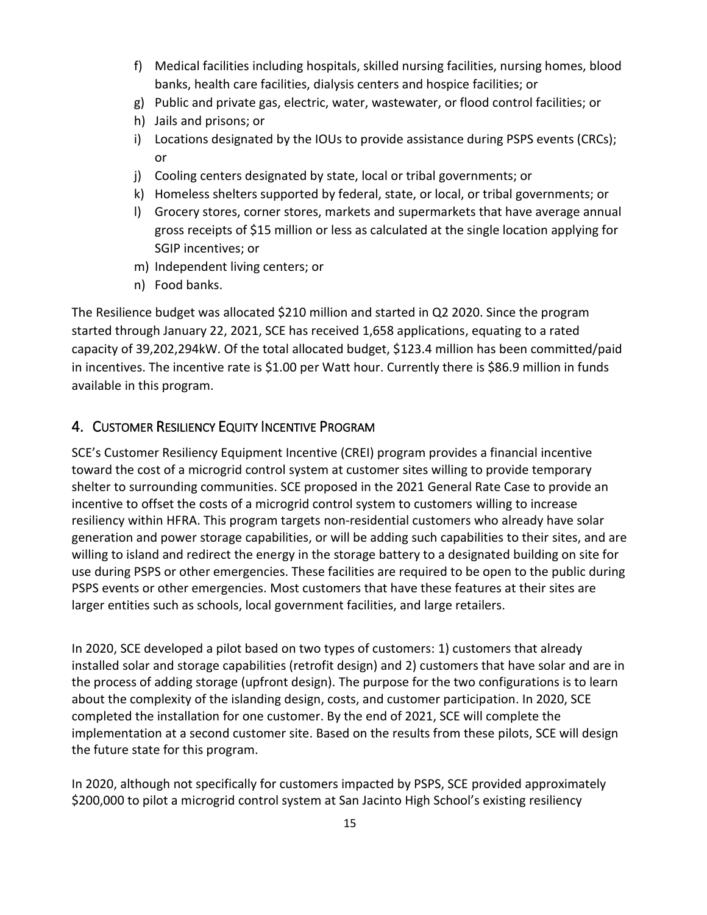f) Medical facilities including hospitals, skilled nursing facilities, nursing homes, blood banks, health care facilities, dialysis centers and hospice facilities; or
g) Public and private gas, electric, water, wastewater, or flood control facilities; or
h) Jails and prisons; or
i) Locations designated by the IOUs to provide assistance during PSPS events (CRCs); or
j) Cooling centers designated by state, local or tribal governments; or
k) Homeless shelters supported by federal, state, or local, or tribal governments; or
l) Grocery stores, corner stores, markets and supermarkets that have average annual gross receipts of $15 million or less as calculated at the single location applying for SGIP incentives; or
m) Independent living centers; or
n) Food banks.

The Resilience budget was allocated $210 million and started in Q2 2020. Since the program started through January 22, 2021, SCE has received 1,658 applications, equating to a rated capacity of 39,202,294kW. Of the total allocated budget, $123.4 million has been committed/paid in incentives. The incentive rate is $1.00 per Watt hour. Currently there is $86.9 million in funds available in this program.

## 4. Customer Resiliency Equity Incentive Program

SCE's Customer Resiliency Equipment Incentive (CREI) program provides a financial incentive toward the cost of a microgrid control system at customer sites willing to provide temporary shelter to surrounding communities. SCE proposed in the 2021 General Rate Case to provide an incentive to offset the costs of a microgrid control system to customers willing to increase resiliency within HFRA. This program targets non-residential customers who already have solar generation and power storage capabilities, or will be adding such capabilities to their sites, and are willing to island and redirect the energy in the storage battery to a designated building on site for use during PSPS or other emergencies. These facilities are required to be open to the public during PSPS events or other emergencies. Most customers that have these features at their sites are larger entities such as schools, local government facilities, and large retailers.

In 2020, SCE developed a pilot based on two types of customers: 1) customers that already installed solar and storage capabilities (retrofit design) and 2) customers that have solar and are in the process of adding storage (upfront design). The purpose for the two configurations is to learn about the complexity of the islanding design, costs, and customer participation. In 2020, SCE completed the installation for one customer. By the end of 2021, SCE will complete the implementation at a second customer site. Based on the results from these pilots, SCE will design the future state for this program.

In 2020, although not specifically for customers impacted by PSPS, SCE provided approximately $200,000 to pilot a microgrid control system at San Jacinto High School's existing resiliency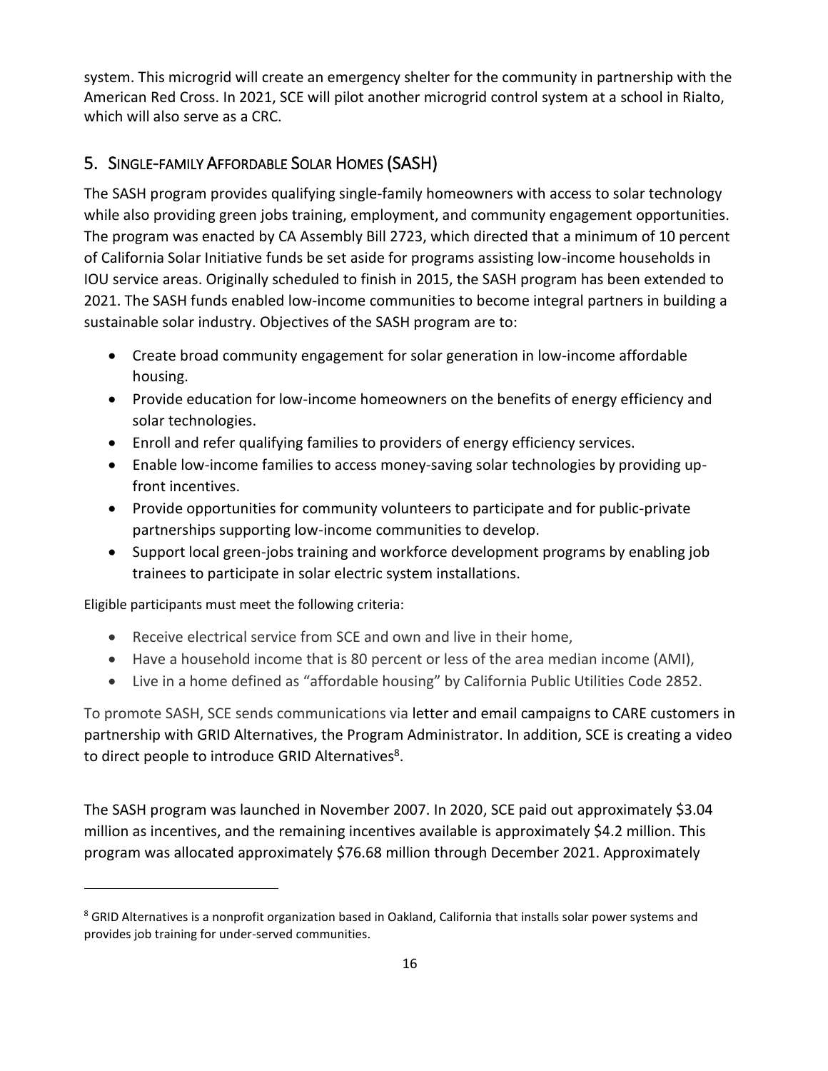system. This microgrid will create an emergency shelter for the community in partnership with the American Red Cross. In 2021, SCE will pilot another microgrid control system at a school in Rialto, which will also serve as a CRC.

## 5. Single-family Affordable Solar Homes (SASH)

The SASH program provides qualifying single-family homeowners with access to solar technology while also providing green jobs training, employment, and community engagement opportunities. The program was enacted by CA Assembly Bill 2723, which directed that a minimum of 10 percent of California Solar Initiative funds be set aside for programs assisting low-income households in IOU service areas. Originally scheduled to finish in 2015, the SASH program has been extended to 2021. The SASH funds enabled low-income communities to become integral partners in building a sustainable solar industry. Objectives of the SASH program are to:

- Create broad community engagement for solar generation in low-income affordable housing.
- Provide education for low-income homeowners on the benefits of energy efficiency and solar technologies.
- Enroll and refer qualifying families to providers of energy efficiency services.
- Enable low-income families to access money-saving solar technologies by providing up-front incentives.
- Provide opportunities for community volunteers to participate and for public-private partnerships supporting low-income communities to develop.
- Support local green-jobs training and workforce development programs by enabling job trainees to participate in solar electric system installations.

Eligible participants must meet the following criteria:

- Receive electrical service from SCE and own and live in their home,
- Have a household income that is 80 percent or less of the area median income (AMI),
- Live in a home defined as "affordable housing" by California Public Utilities Code 2852.

To promote SASH, SCE sends communications via letter and email campaigns to CARE customers in partnership with GRID Alternatives, the Program Administrator. In addition, SCE is creating a video to direct people to introduce GRID Alternatives[8].

The SASH program was launched in November 2007. In 2020, SCE paid out approximately $3.04 million as incentives, and the remaining incentives available is approximately $4.2 million. This program was allocated approximately $76.68 million through December 2021. Approximately

[8] GRID Alternatives is a nonprofit organization based in Oakland, California that installs solar power systems and provides job training for under-served communities.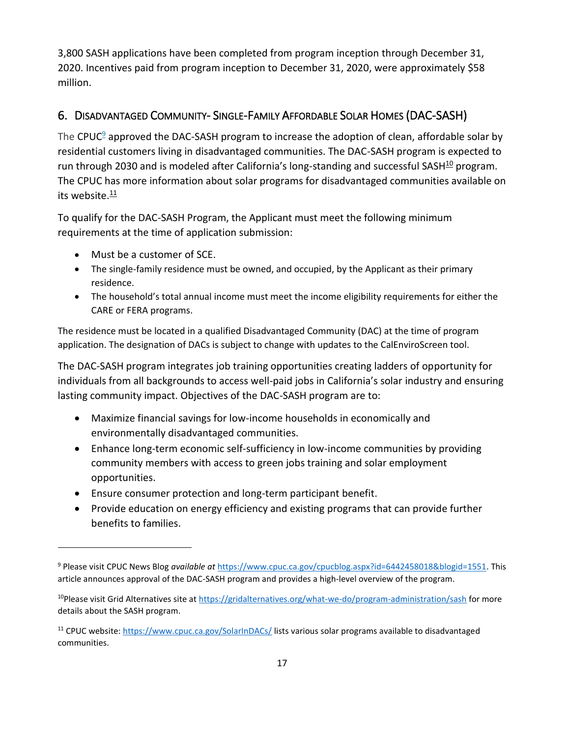3,800 SASH applications have been completed from program inception through December 31, 2020. Incentives paid from program inception to December 31, 2020, were approximately $58 million.

## 6. Disadvantaged Community- Single-Family Affordable Solar Homes (DAC-SASH)

The CPUC[9] approved the DAC-SASH program to increase the adoption of clean, affordable solar by residential customers living in disadvantaged communities. The DAC-SASH program is expected to run through 2030 and is modeled after California's long-standing and successful SASH[10] program. The CPUC has more information about solar programs for disadvantaged communities available on its website.[11]

To qualify for the DAC-SASH Program, the Applicant must meet the following minimum requirements at the time of application submission:

- Must be a customer of SCE.
- The single-family residence must be owned, and occupied, by the Applicant as their primary residence.
- The household's total annual income must meet the income eligibility requirements for either the CARE or FERA programs.

The residence must be located in a qualified Disadvantaged Community (DAC) at the time of program application. The designation of DACs is subject to change with updates to the CalEnviroScreen tool.

The DAC-SASH program integrates job training opportunities creating ladders of opportunity for individuals from all backgrounds to access well-paid jobs in California's solar industry and ensuring lasting community impact. Objectives of the DAC-SASH program are to:

- Maximize financial savings for low-income households in economically and environmentally disadvantaged communities.
- Enhance long-term economic self-sufficiency in low-income communities by providing community members with access to green jobs training and solar employment opportunities.
- Ensure consumer protection and long-term participant benefit.
- Provide education on energy efficiency and existing programs that can provide further benefits to families.

---

[9] Please visit CPUC News Blog *available at* https://www.cpuc.ca.gov/cpucblog.aspx?id=6442458018&blogid=1551. This article announces approval of the DAC-SASH program and provides a high-level overview of the program.

[10] Please visit Grid Alternatives site at https://gridalternatives.org/what-we-do/program-administration/sash for more details about the SASH program.

[11] CPUC website: https://www.cpuc.ca.gov/SolarInDACs/ lists various solar programs available to disadvantaged communities.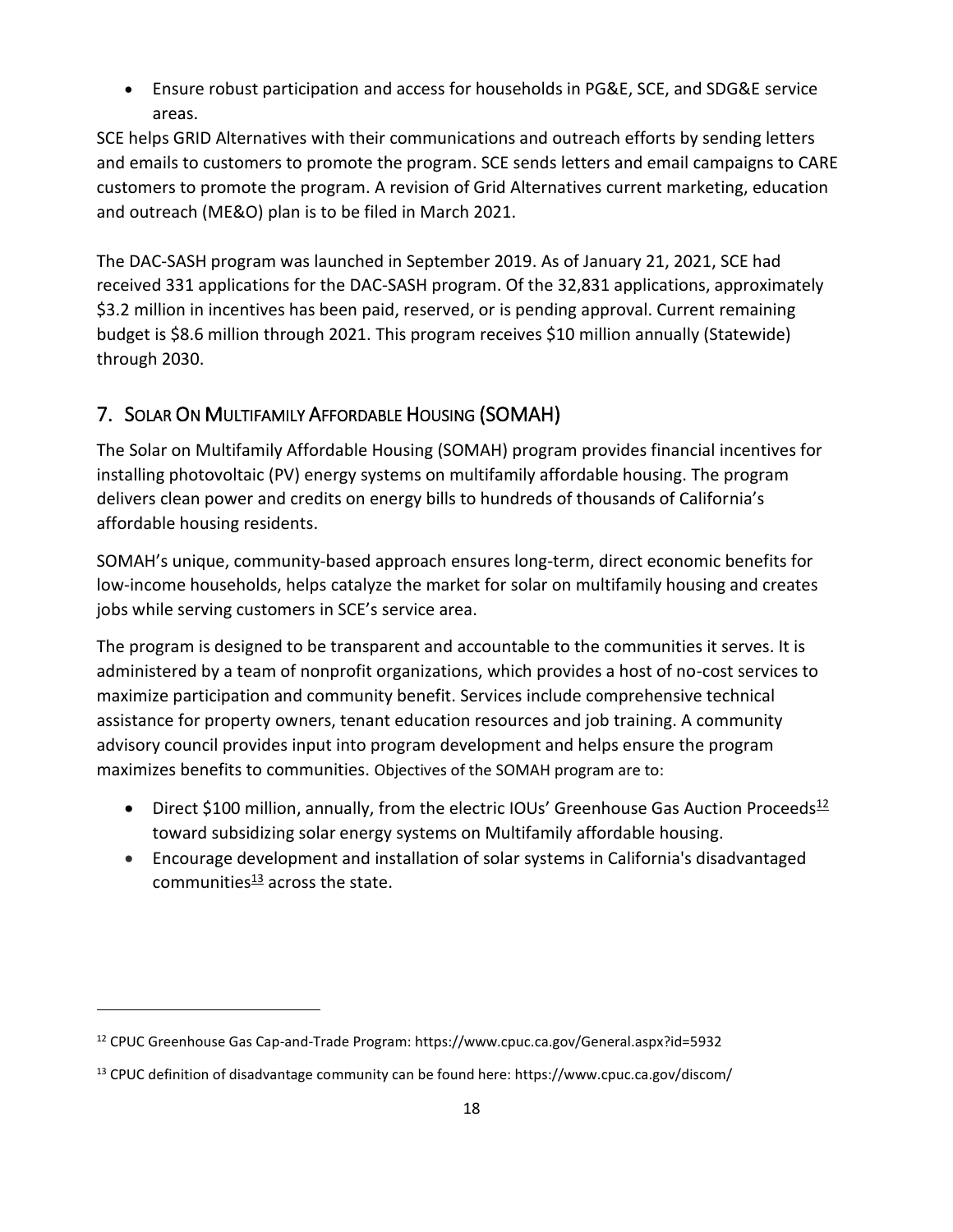- Ensure robust participation and access for households in PG&E, SCE, and SDG&E service areas.

SCE helps GRID Alternatives with their communications and outreach efforts by sending letters and emails to customers to promote the program. SCE sends letters and email campaigns to CARE customers to promote the program. A revision of Grid Alternatives current marketing, education and outreach (ME&O) plan is to be filed in March 2021.

The DAC-SASH program was launched in September 2019. As of January 21, 2021, SCE had received 331 applications for the DAC-SASH program. Of the 32,831 applications, approximately $3.2 million in incentives has been paid, reserved, or is pending approval. Current remaining budget is $8.6 million through 2021. This program receives $10 million annually (Statewide) through 2030.

## 7. Solar On Multifamily Affordable Housing (SOMAH)

The Solar on Multifamily Affordable Housing (SOMAH) program provides financial incentives for installing photovoltaic (PV) energy systems on multifamily affordable housing. The program delivers clean power and credits on energy bills to hundreds of thousands of California's affordable housing residents.

SOMAH's unique, community-based approach ensures long-term, direct economic benefits for low-income households, helps catalyze the market for solar on multifamily housing and creates jobs while serving customers in SCE's service area.

The program is designed to be transparent and accountable to the communities it serves. It is administered by a team of nonprofit organizations, which provides a host of no-cost services to maximize participation and community benefit. Services include comprehensive technical assistance for property owners, tenant education resources and job training. A community advisory council provides input into program development and helps ensure the program maximizes benefits to communities. Objectives of the SOMAH program are to:

- Direct $100 million, annually, from the electric IOUs' Greenhouse Gas Auction Proceeds[12] toward subsidizing solar energy systems on Multifamily affordable housing.
- Encourage development and installation of solar systems in California's disadvantaged communities[13] across the state.

[12] CPUC Greenhouse Gas Cap-and-Trade Program: https://www.cpuc.ca.gov/General.aspx?id=5932

[13] CPUC definition of disadvantage community can be found here: https://www.cpuc.ca.gov/discom/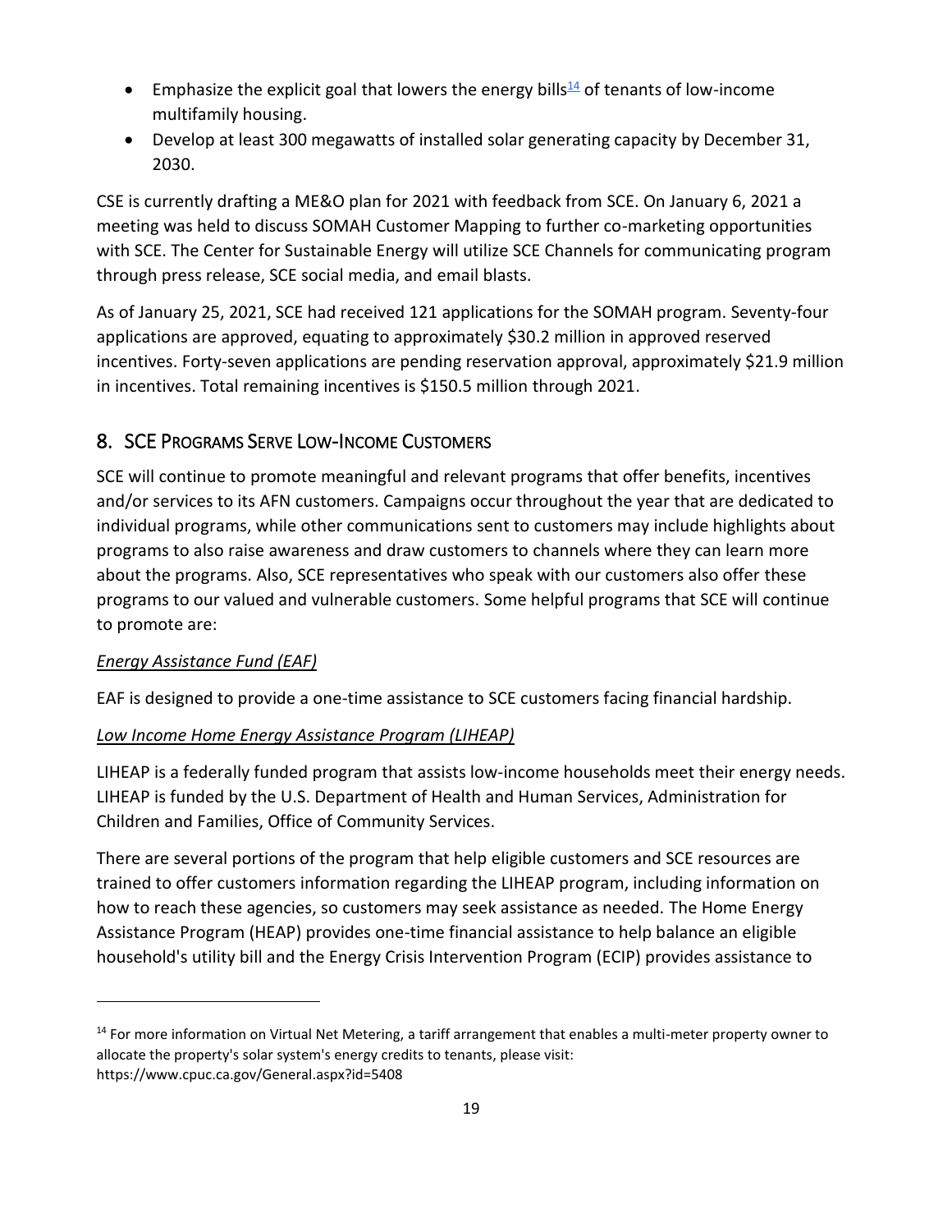- Emphasize the explicit goal that lowers the energy bills[14] of tenants of low-income multifamily housing.
- Develop at least 300 megawatts of installed solar generating capacity by December 31, 2030.

CSE is currently drafting a ME&O plan for 2021 with feedback from SCE. On January 6, 2021 a meeting was held to discuss SOMAH Customer Mapping to further co-marketing opportunities with SCE. The Center for Sustainable Energy will utilize SCE Channels for communicating program through press release, SCE social media, and email blasts.

As of January 25, 2021, SCE had received 121 applications for the SOMAH program. Seventy-four applications are approved, equating to approximately $30.2 million in approved reserved incentives. Forty-seven applications are pending reservation approval, approximately $21.9 million in incentives. Total remaining incentives is $150.5 million through 2021.

## 8. SCE Programs Serve Low-Income Customers

SCE will continue to promote meaningful and relevant programs that offer benefits, incentives and/or services to its AFN customers. Campaigns occur throughout the year that are dedicated to individual programs, while other communications sent to customers may include highlights about programs to also raise awareness and draw customers to channels where they can learn more about the programs. Also, SCE representatives who speak with our customers also offer these programs to our valued and vulnerable customers. Some helpful programs that SCE will continue to promote are:

*Energy Assistance Fund (EAF)*

EAF is designed to provide a one-time assistance to SCE customers facing financial hardship.

*Low Income Home Energy Assistance Program (LIHEAP)*

LIHEAP is a federally funded program that assists low-income households meet their energy needs. LIHEAP is funded by the U.S. Department of Health and Human Services, Administration for Children and Families, Office of Community Services.

There are several portions of the program that help eligible customers and SCE resources are trained to offer customers information regarding the LIHEAP program, including information on how to reach these agencies, so customers may seek assistance as needed. The Home Energy Assistance Program (HEAP) provides one-time financial assistance to help balance an eligible household's utility bill and the Energy Crisis Intervention Program (ECIP) provides assistance to

---

[14] For more information on Virtual Net Metering, a tariff arrangement that enables a multi-meter property owner to allocate the property's solar system's energy credits to tenants, please visit: https://www.cpuc.ca.gov/General.aspx?id=5408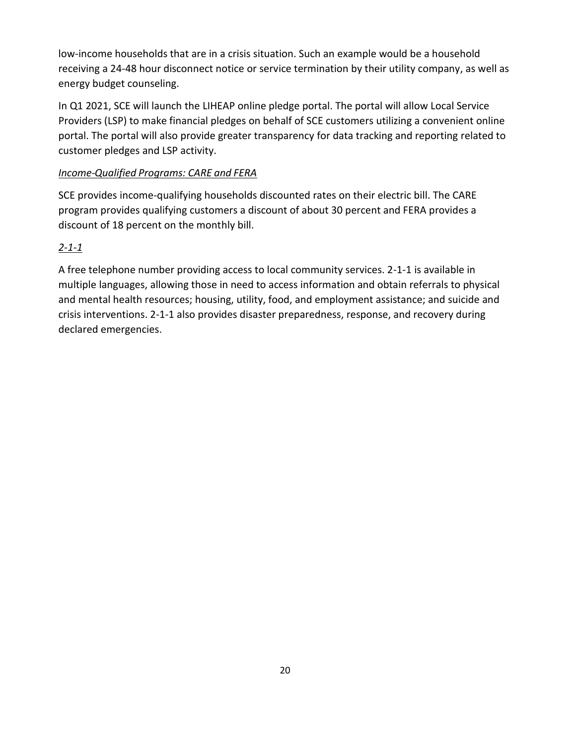low-income households that are in a crisis situation. Such an example would be a household receiving a 24-48 hour disconnect notice or service termination by their utility company, as well as energy budget counseling.

In Q1 2021, SCE will launch the LIHEAP online pledge portal. The portal will allow Local Service Providers (LSP) to make financial pledges on behalf of SCE customers utilizing a convenient online portal. The portal will also provide greater transparency for data tracking and reporting related to customer pledges and LSP activity.

*Income-Qualified Programs: CARE and FERA*

SCE provides income-qualifying households discounted rates on their electric bill. The CARE program provides qualifying customers a discount of about 30 percent and FERA provides a discount of 18 percent on the monthly bill.

*2-1-1*

A free telephone number providing access to local community services. 2-1-1 is available in multiple languages, allowing those in need to access information and obtain referrals to physical and mental health resources; housing, utility, food, and employment assistance; and suicide and crisis interventions. 2-1-1 also provides disaster preparedness, response, and recovery during declared emergencies.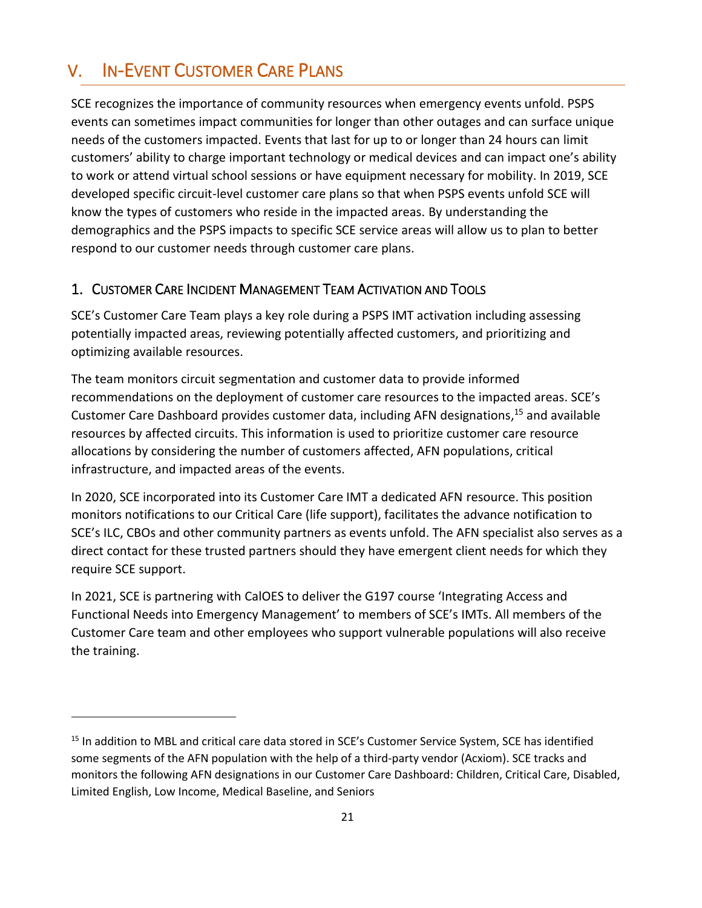# V. In-Event Customer Care Plans

SCE recognizes the importance of community resources when emergency events unfold. PSPS events can sometimes impact communities for longer than other outages and can surface unique needs of the customers impacted. Events that last for up to or longer than 24 hours can limit customers' ability to charge important technology or medical devices and can impact one's ability to work or attend virtual school sessions or have equipment necessary for mobility. In 2019, SCE developed specific circuit-level customer care plans so that when PSPS events unfold SCE will know the types of customers who reside in the impacted areas. By understanding the demographics and the PSPS impacts to specific SCE service areas will allow us to plan to better respond to our customer needs through customer care plans.

## 1. Customer Care Incident Management Team Activation and Tools

SCE's Customer Care Team plays a key role during a PSPS IMT activation including assessing potentially impacted areas, reviewing potentially affected customers, and prioritizing and optimizing available resources.

The team monitors circuit segmentation and customer data to provide informed recommendations on the deployment of customer care resources to the impacted areas. SCE's Customer Care Dashboard provides customer data, including AFN designations,[15] and available resources by affected circuits. This information is used to prioritize customer care resource allocations by considering the number of customers affected, AFN populations, critical infrastructure, and impacted areas of the events.

In 2020, SCE incorporated into its Customer Care IMT a dedicated AFN resource. This position monitors notifications to our Critical Care (life support), facilitates the advance notification to SCE's ILC, CBOs and other community partners as events unfold. The AFN specialist also serves as a direct contact for these trusted partners should they have emergent client needs for which they require SCE support.

In 2021, SCE is partnering with CalOES to deliver the G197 course 'Integrating Access and Functional Needs into Emergency Management' to members of SCE's IMTs. All members of the Customer Care team and other employees who support vulnerable populations will also receive the training.

[15] In addition to MBL and critical care data stored in SCE's Customer Service System, SCE has identified some segments of the AFN population with the help of a third-party vendor (Acxiom). SCE tracks and monitors the following AFN designations in our Customer Care Dashboard: Children, Critical Care, Disabled, Limited English, Low Income, Medical Baseline, and Seniors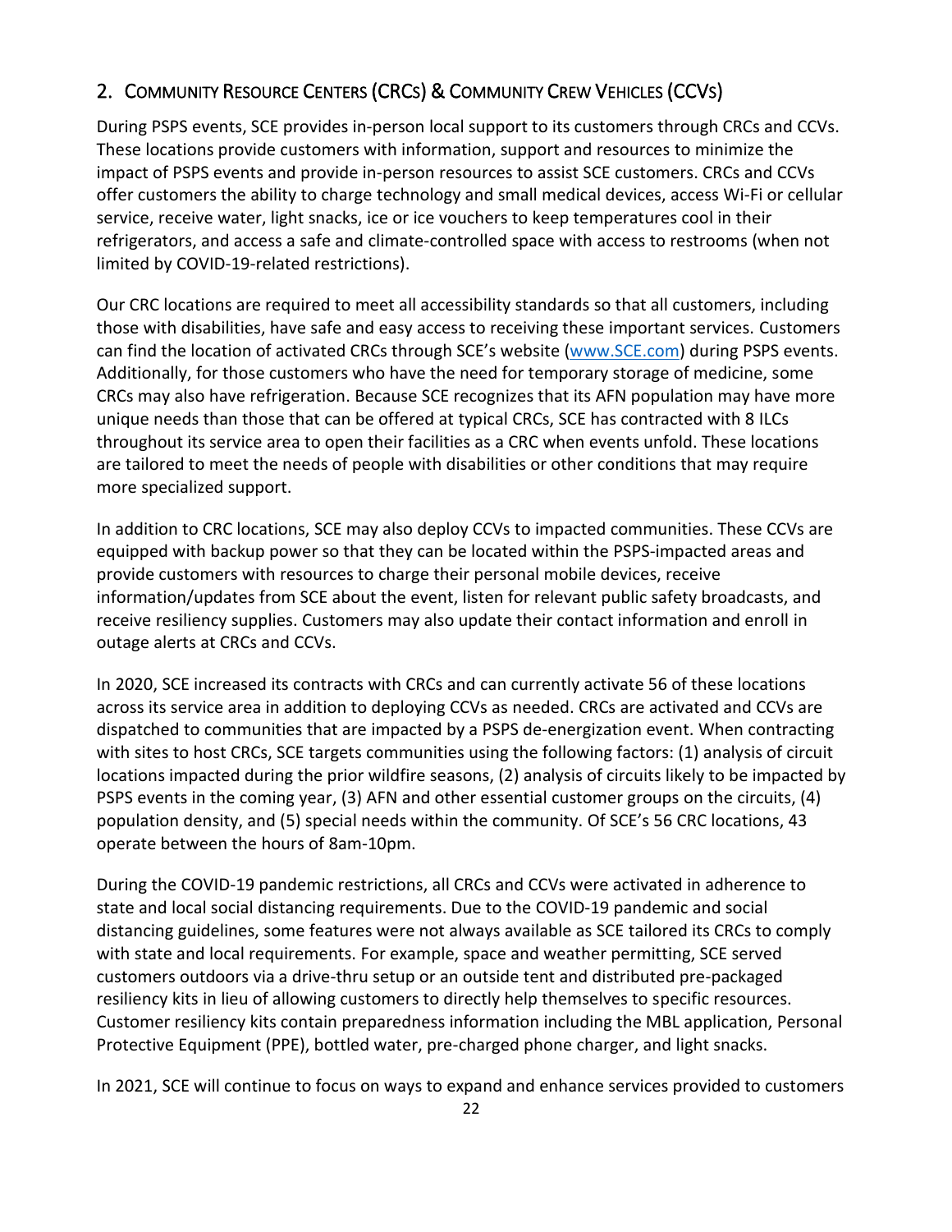## 2. Community Resource Centers (CRCs) & Community Crew Vehicles (CCVs)

During PSPS events, SCE provides in-person local support to its customers through CRCs and CCVs. These locations provide customers with information, support and resources to minimize the impact of PSPS events and provide in-person resources to assist SCE customers. CRCs and CCVs offer customers the ability to charge technology and small medical devices, access Wi-Fi or cellular service, receive water, light snacks, ice or ice vouchers to keep temperatures cool in their refrigerators, and access a safe and climate-controlled space with access to restrooms (when not limited by COVID-19-related restrictions).

Our CRC locations are required to meet all accessibility standards so that all customers, including those with disabilities, have safe and easy access to receiving these important services. Customers can find the location of activated CRCs through SCE's website ([www.SCE.com](www.SCE.com)) during PSPS events. Additionally, for those customers who have the need for temporary storage of medicine, some CRCs may also have refrigeration. Because SCE recognizes that its AFN population may have more unique needs than those that can be offered at typical CRCs, SCE has contracted with 8 ILCs throughout its service area to open their facilities as a CRC when events unfold. These locations are tailored to meet the needs of people with disabilities or other conditions that may require more specialized support.

In addition to CRC locations, SCE may also deploy CCVs to impacted communities. These CCVs are equipped with backup power so that they can be located within the PSPS-impacted areas and provide customers with resources to charge their personal mobile devices, receive information/updates from SCE about the event, listen for relevant public safety broadcasts, and receive resiliency supplies. Customers may also update their contact information and enroll in outage alerts at CRCs and CCVs.

In 2020, SCE increased its contracts with CRCs and can currently activate 56 of these locations across its service area in addition to deploying CCVs as needed. CRCs are activated and CCVs are dispatched to communities that are impacted by a PSPS de-energization event. When contracting with sites to host CRCs, SCE targets communities using the following factors: (1) analysis of circuit locations impacted during the prior wildfire seasons, (2) analysis of circuits likely to be impacted by PSPS events in the coming year, (3) AFN and other essential customer groups on the circuits, (4) population density, and (5) special needs within the community. Of SCE's 56 CRC locations, 43 operate between the hours of 8am-10pm.

During the COVID-19 pandemic restrictions, all CRCs and CCVs were activated in adherence to state and local social distancing requirements. Due to the COVID-19 pandemic and social distancing guidelines, some features were not always available as SCE tailored its CRCs to comply with state and local requirements. For example, space and weather permitting, SCE served customers outdoors via a drive-thru setup or an outside tent and distributed pre-packaged resiliency kits in lieu of allowing customers to directly help themselves to specific resources. Customer resiliency kits contain preparedness information including the MBL application, Personal Protective Equipment (PPE), bottled water, pre-charged phone charger, and light snacks.

In 2021, SCE will continue to focus on ways to expand and enhance services provided to customers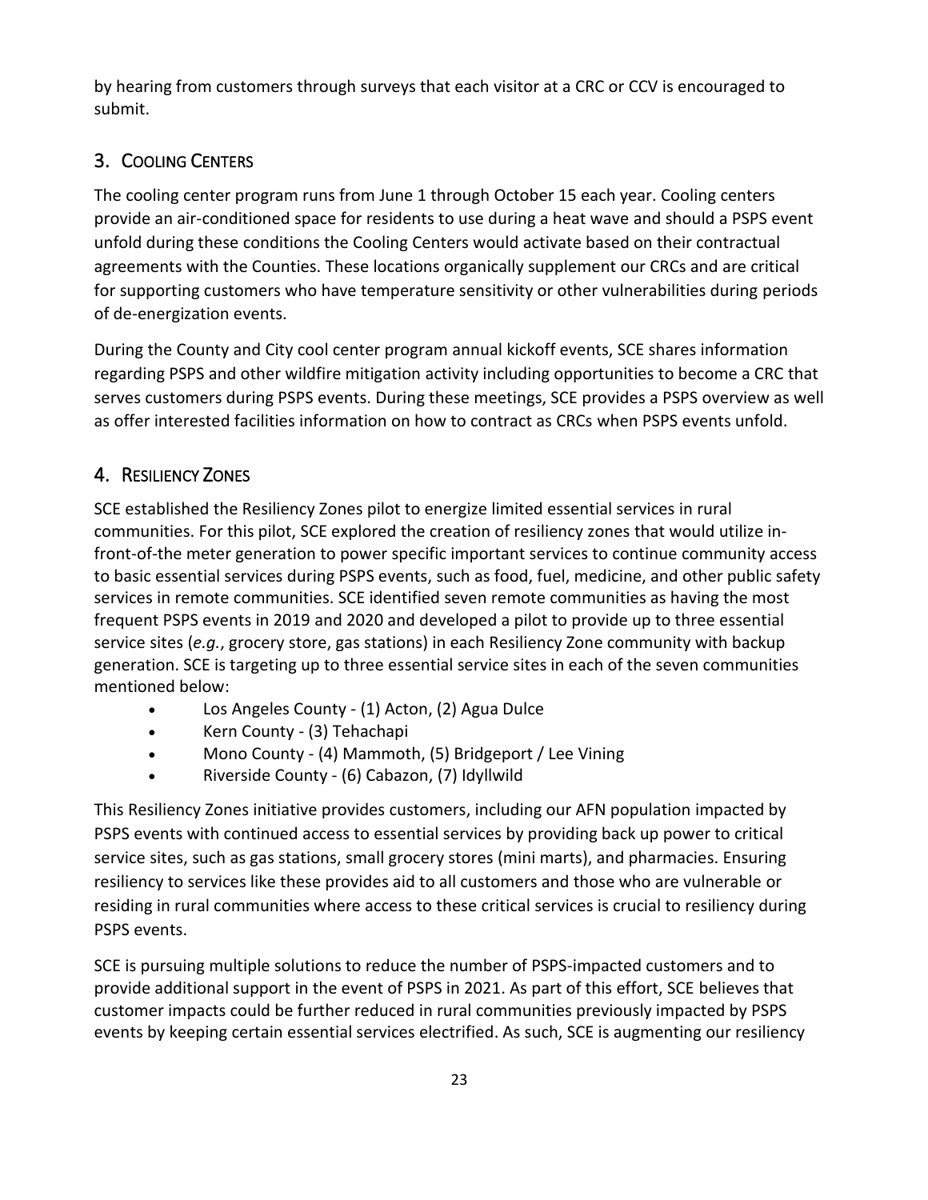by hearing from customers through surveys that each visitor at a CRC or CCV is encouraged to submit.

## 3. Cooling Centers

The cooling center program runs from June 1 through October 15 each year. Cooling centers provide an air-conditioned space for residents to use during a heat wave and should a PSPS event unfold during these conditions the Cooling Centers would activate based on their contractual agreements with the Counties. These locations organically supplement our CRCs and are critical for supporting customers who have temperature sensitivity or other vulnerabilities during periods of de-energization events.

During the County and City cool center program annual kickoff events, SCE shares information regarding PSPS and other wildfire mitigation activity including opportunities to become a CRC that serves customers during PSPS events. During these meetings, SCE provides a PSPS overview as well as offer interested facilities information on how to contract as CRCs when PSPS events unfold.

## 4. Resiliency Zones

SCE established the Resiliency Zones pilot to energize limited essential services in rural communities. For this pilot, SCE explored the creation of resiliency zones that would utilize in-front-of-the meter generation to power specific important services to continue community access to basic essential services during PSPS events, such as food, fuel, medicine, and other public safety services in remote communities. SCE identified seven remote communities as having the most frequent PSPS events in 2019 and 2020 and developed a pilot to provide up to three essential service sites (*e.g.*, grocery store, gas stations) in each Resiliency Zone community with backup generation. SCE is targeting up to three essential service sites in each of the seven communities mentioned below:

- Los Angeles County - (1) Acton, (2) Agua Dulce
- Kern County - (3) Tehachapi
- Mono County - (4) Mammoth, (5) Bridgeport / Lee Vining
- Riverside County - (6) Cabazon, (7) Idyllwild

This Resiliency Zones initiative provides customers, including our AFN population impacted by PSPS events with continued access to essential services by providing back up power to critical service sites, such as gas stations, small grocery stores (mini marts), and pharmacies. Ensuring resiliency to services like these provides aid to all customers and those who are vulnerable or residing in rural communities where access to these critical services is crucial to resiliency during PSPS events.

SCE is pursuing multiple solutions to reduce the number of PSPS-impacted customers and to provide additional support in the event of PSPS in 2021. As part of this effort, SCE believes that customer impacts could be further reduced in rural communities previously impacted by PSPS events by keeping certain essential services electrified. As such, SCE is augmenting our resiliency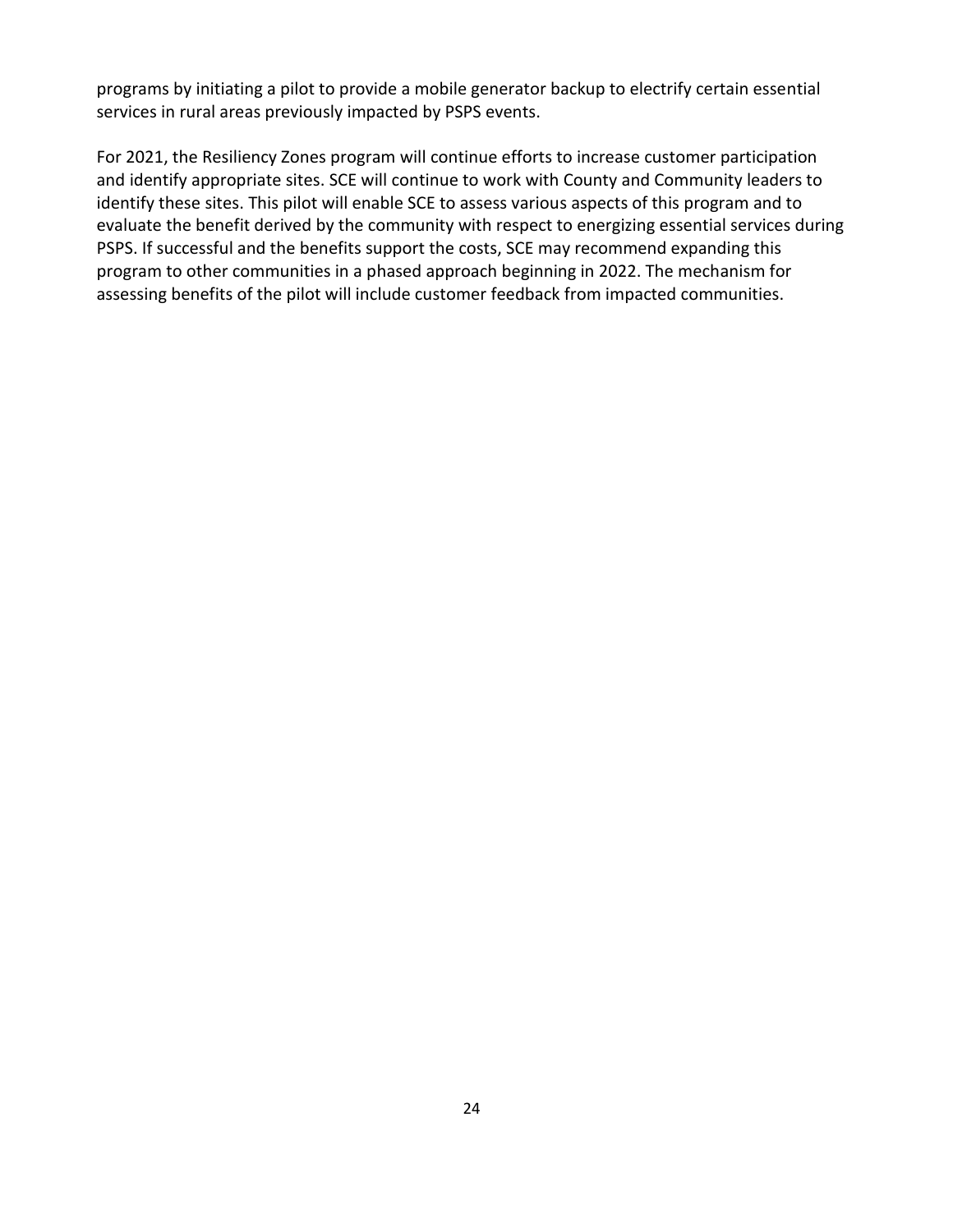programs by initiating a pilot to provide a mobile generator backup to electrify certain essential services in rural areas previously impacted by PSPS events.

For 2021, the Resiliency Zones program will continue efforts to increase customer participation and identify appropriate sites. SCE will continue to work with County and Community leaders to identify these sites. This pilot will enable SCE to assess various aspects of this program and to evaluate the benefit derived by the community with respect to energizing essential services during PSPS. If successful and the benefits support the costs, SCE may recommend expanding this program to other communities in a phased approach beginning in 2022. The mechanism for assessing benefits of the pilot will include customer feedback from impacted communities.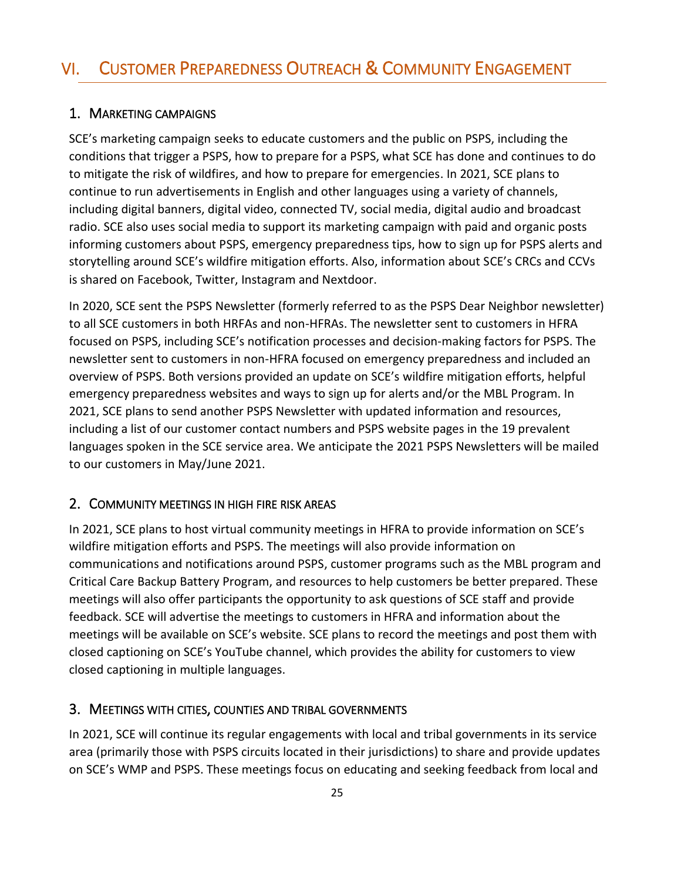# VI. CUSTOMER PREPAREDNESS OUTREACH & COMMUNITY ENGAGEMENT

## 1. MARKETING CAMPAIGNS

SCE's marketing campaign seeks to educate customers and the public on PSPS, including the conditions that trigger a PSPS, how to prepare for a PSPS, what SCE has done and continues to do to mitigate the risk of wildfires, and how to prepare for emergencies. In 2021, SCE plans to continue to run advertisements in English and other languages using a variety of channels, including digital banners, digital video, connected TV, social media, digital audio and broadcast radio. SCE also uses social media to support its marketing campaign with paid and organic posts informing customers about PSPS, emergency preparedness tips, how to sign up for PSPS alerts and storytelling around SCE's wildfire mitigation efforts. Also, information about SCE's CRCs and CCVs is shared on Facebook, Twitter, Instagram and Nextdoor.

In 2020, SCE sent the PSPS Newsletter (formerly referred to as the PSPS Dear Neighbor newsletter) to all SCE customers in both HRFAs and non-HFRAs. The newsletter sent to customers in HFRA focused on PSPS, including SCE's notification processes and decision-making factors for PSPS. The newsletter sent to customers in non-HFRA focused on emergency preparedness and included an overview of PSPS. Both versions provided an update on SCE's wildfire mitigation efforts, helpful emergency preparedness websites and ways to sign up for alerts and/or the MBL Program. In 2021, SCE plans to send another PSPS Newsletter with updated information and resources, including a list of our customer contact numbers and PSPS website pages in the 19 prevalent languages spoken in the SCE service area. We anticipate the 2021 PSPS Newsletters will be mailed to our customers in May/June 2021.

## 2. COMMUNITY MEETINGS IN HIGH FIRE RISK AREAS

In 2021, SCE plans to host virtual community meetings in HFRA to provide information on SCE's wildfire mitigation efforts and PSPS. The meetings will also provide information on communications and notifications around PSPS, customer programs such as the MBL program and Critical Care Backup Battery Program, and resources to help customers be better prepared. These meetings will also offer participants the opportunity to ask questions of SCE staff and provide feedback. SCE will advertise the meetings to customers in HFRA and information about the meetings will be available on SCE's website. SCE plans to record the meetings and post them with closed captioning on SCE's YouTube channel, which provides the ability for customers to view closed captioning in multiple languages.

## 3. MEETINGS WITH CITIES, COUNTIES AND TRIBAL GOVERNMENTS

In 2021, SCE will continue its regular engagements with local and tribal governments in its service area (primarily those with PSPS circuits located in their jurisdictions) to share and provide updates on SCE's WMP and PSPS. These meetings focus on educating and seeking feedback from local and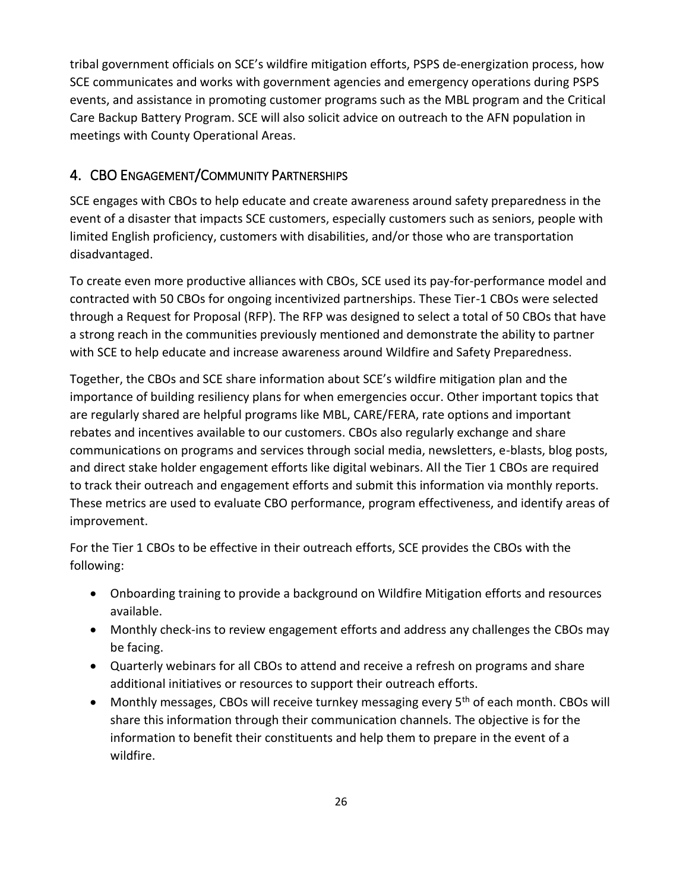tribal government officials on SCE's wildfire mitigation efforts, PSPS de-energization process, how SCE communicates and works with government agencies and emergency operations during PSPS events, and assistance in promoting customer programs such as the MBL program and the Critical Care Backup Battery Program. SCE will also solicit advice on outreach to the AFN population in meetings with County Operational Areas.

## 4. CBO Engagement/Community Partnerships

SCE engages with CBOs to help educate and create awareness around safety preparedness in the event of a disaster that impacts SCE customers, especially customers such as seniors, people with limited English proficiency, customers with disabilities, and/or those who are transportation disadvantaged.

To create even more productive alliances with CBOs, SCE used its pay-for-performance model and contracted with 50 CBOs for ongoing incentivized partnerships. These Tier-1 CBOs were selected through a Request for Proposal (RFP). The RFP was designed to select a total of 50 CBOs that have a strong reach in the communities previously mentioned and demonstrate the ability to partner with SCE to help educate and increase awareness around Wildfire and Safety Preparedness.

Together, the CBOs and SCE share information about SCE's wildfire mitigation plan and the importance of building resiliency plans for when emergencies occur. Other important topics that are regularly shared are helpful programs like MBL, CARE/FERA, rate options and important rebates and incentives available to our customers. CBOs also regularly exchange and share communications on programs and services through social media, newsletters, e-blasts, blog posts, and direct stake holder engagement efforts like digital webinars. All the Tier 1 CBOs are required to track their outreach and engagement efforts and submit this information via monthly reports. These metrics are used to evaluate CBO performance, program effectiveness, and identify areas of improvement.

For the Tier 1 CBOs to be effective in their outreach efforts, SCE provides the CBOs with the following:

- Onboarding training to provide a background on Wildfire Mitigation efforts and resources available.
- Monthly check-ins to review engagement efforts and address any challenges the CBOs may be facing.
- Quarterly webinars for all CBOs to attend and receive a refresh on programs and share additional initiatives or resources to support their outreach efforts.
- Monthly messages, CBOs will receive turnkey messaging every 5th of each month. CBOs will share this information through their communication channels. The objective is for the information to benefit their constituents and help them to prepare in the event of a wildfire.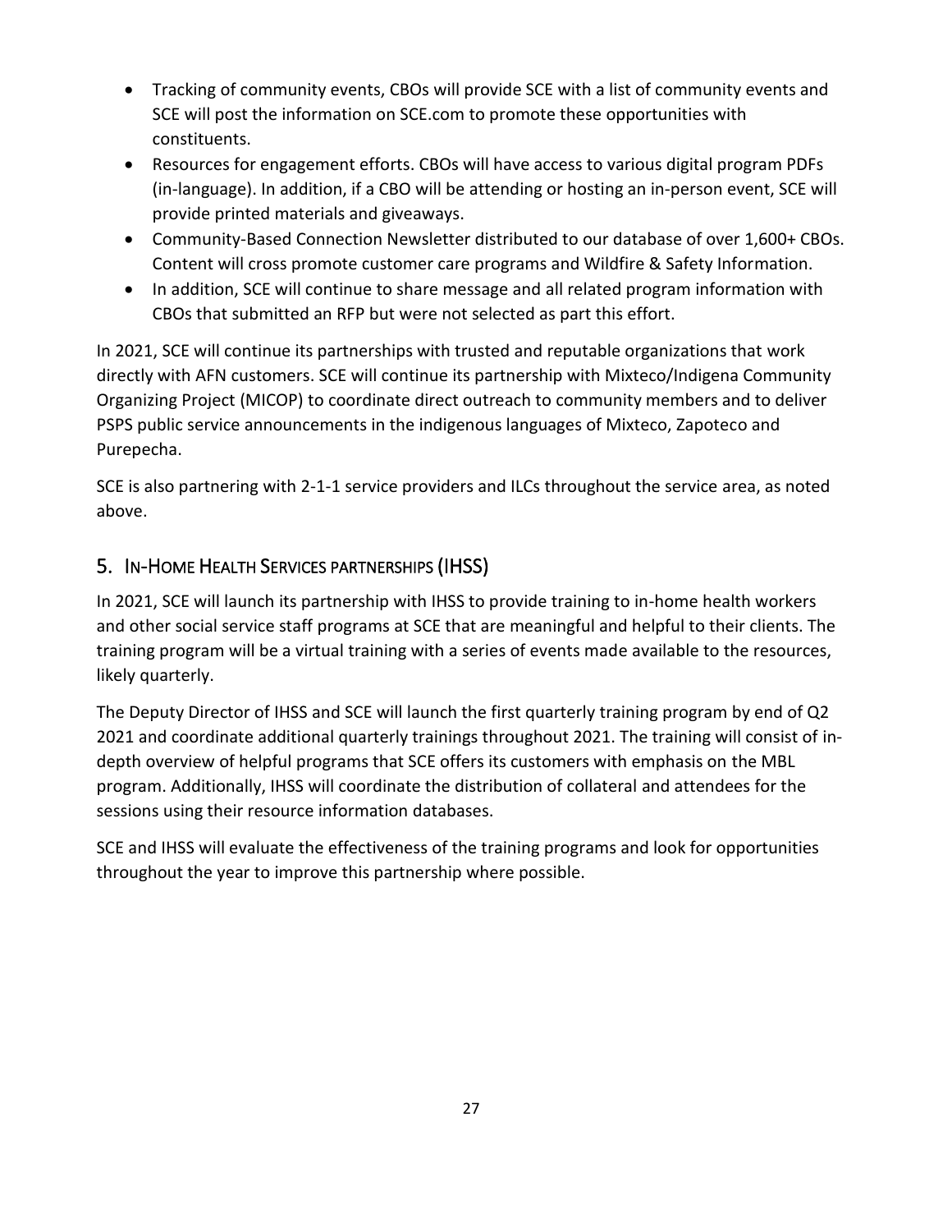- Tracking of community events, CBOs will provide SCE with a list of community events and SCE will post the information on SCE.com to promote these opportunities with constituents.
- Resources for engagement efforts. CBOs will have access to various digital program PDFs (in-language). In addition, if a CBO will be attending or hosting an in-person event, SCE will provide printed materials and giveaways.
- Community-Based Connection Newsletter distributed to our database of over 1,600+ CBOs. Content will cross promote customer care programs and Wildfire & Safety Information.
- In addition, SCE will continue to share message and all related program information with CBOs that submitted an RFP but were not selected as part this effort.

In 2021, SCE will continue its partnerships with trusted and reputable organizations that work directly with AFN customers. SCE will continue its partnership with Mixteco/Indigena Community Organizing Project (MICOP) to coordinate direct outreach to community members and to deliver PSPS public service announcements in the indigenous languages of Mixteco, Zapoteco and Purepecha.

SCE is also partnering with 2-1-1 service providers and ILCs throughout the service area, as noted above.

## 5. In-Home Health Services partnerships (IHSS)

In 2021, SCE will launch its partnership with IHSS to provide training to in-home health workers and other social service staff programs at SCE that are meaningful and helpful to their clients. The training program will be a virtual training with a series of events made available to the resources, likely quarterly.

The Deputy Director of IHSS and SCE will launch the first quarterly training program by end of Q2 2021 and coordinate additional quarterly trainings throughout 2021. The training will consist of in-depth overview of helpful programs that SCE offers its customers with emphasis on the MBL program. Additionally, IHSS will coordinate the distribution of collateral and attendees for the sessions using their resource information databases.

SCE and IHSS will evaluate the effectiveness of the training programs and look for opportunities throughout the year to improve this partnership where possible.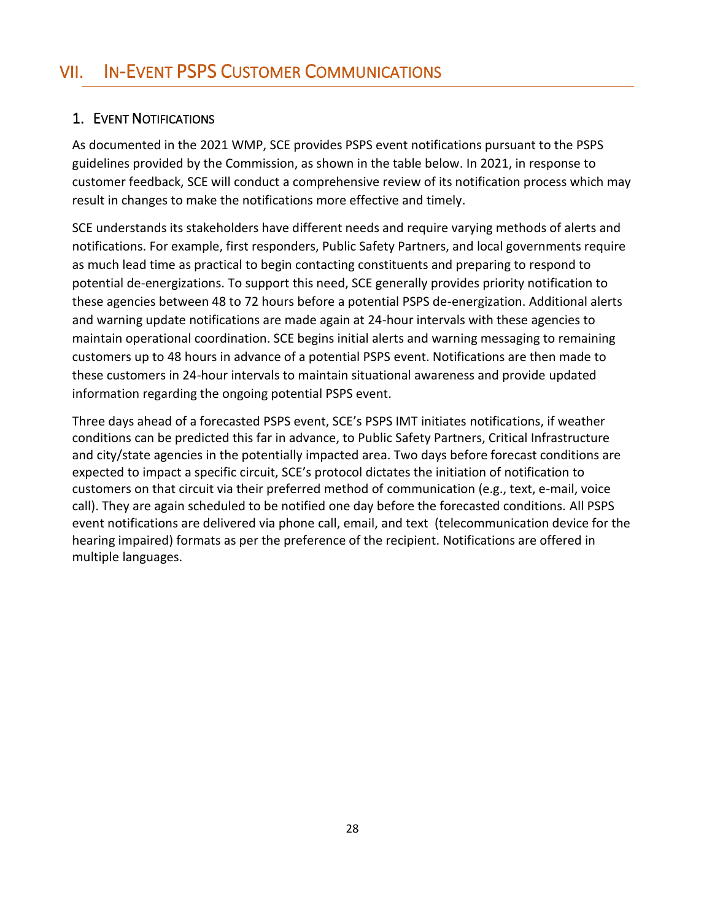# VII. In-Event PSPS Customer Communications

## 1. Event Notifications

As documented in the 2021 WMP, SCE provides PSPS event notifications pursuant to the PSPS guidelines provided by the Commission, as shown in the table below. In 2021, in response to customer feedback, SCE will conduct a comprehensive review of its notification process which may result in changes to make the notifications more effective and timely.

SCE understands its stakeholders have different needs and require varying methods of alerts and notifications. For example, first responders, Public Safety Partners, and local governments require as much lead time as practical to begin contacting constituents and preparing to respond to potential de-energizations. To support this need, SCE generally provides priority notification to these agencies between 48 to 72 hours before a potential PSPS de-energization. Additional alerts and warning update notifications are made again at 24-hour intervals with these agencies to maintain operational coordination. SCE begins initial alerts and warning messaging to remaining customers up to 48 hours in advance of a potential PSPS event. Notifications are then made to these customers in 24-hour intervals to maintain situational awareness and provide updated information regarding the ongoing potential PSPS event.

Three days ahead of a forecasted PSPS event, SCE's PSPS IMT initiates notifications, if weather conditions can be predicted this far in advance, to Public Safety Partners, Critical Infrastructure and city/state agencies in the potentially impacted area. Two days before forecast conditions are expected to impact a specific circuit, SCE's protocol dictates the initiation of notification to customers on that circuit via their preferred method of communication (e.g., text, e-mail, voice call). They are again scheduled to be notified one day before the forecasted conditions. All PSPS event notifications are delivered via phone call, email, and text (telecommunication device for the hearing impaired) formats as per the preference of the recipient. Notifications are offered in multiple languages.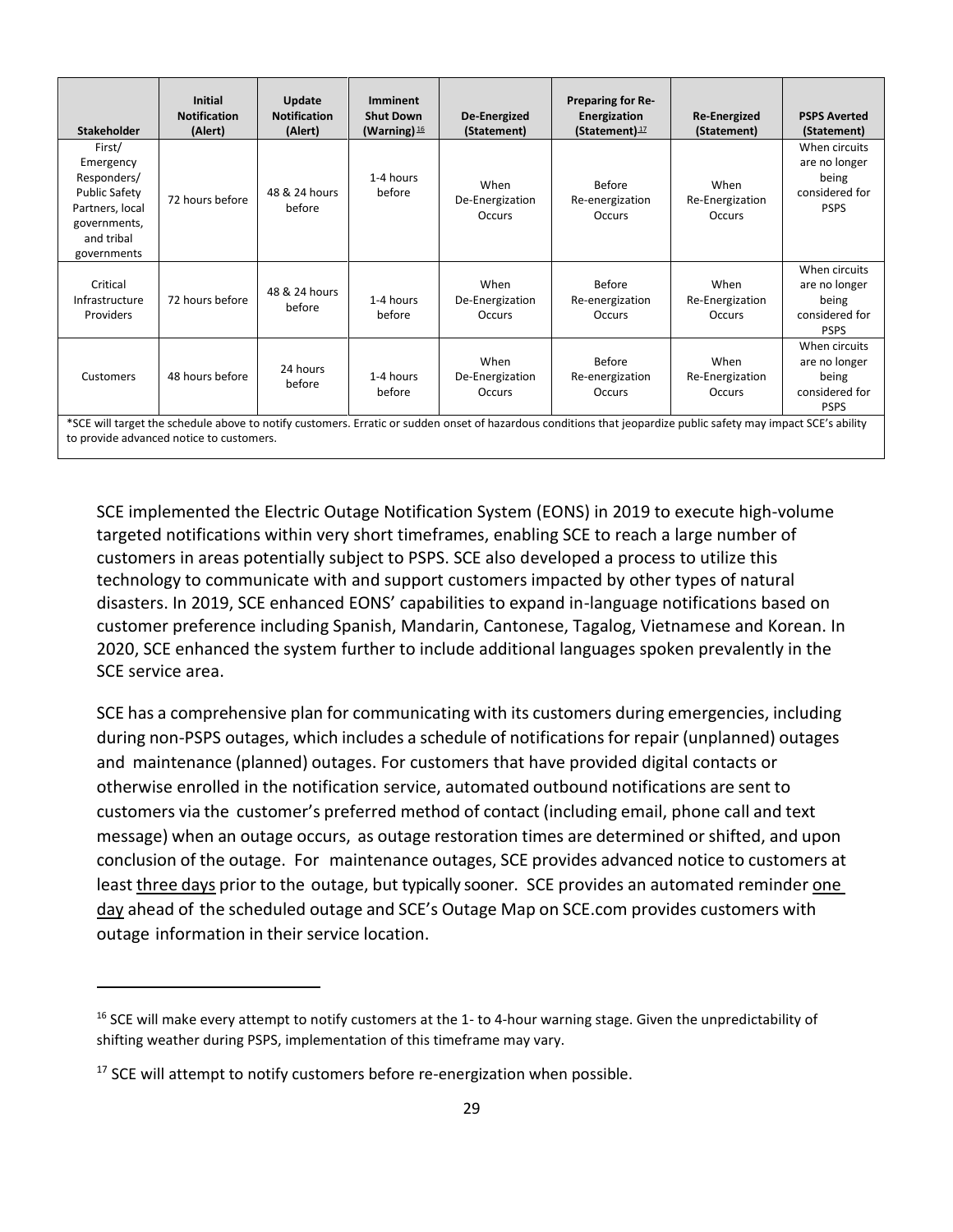| Stakeholder | Initial Notification (Alert) | Update Notification (Alert) | Imminent Shut Down (Warning)[16] | De-Energized (Statement) | Preparing for Re-Energization (Statement)[17] | Re-Energized (Statement) | PSPS Averted (Statement) |
|---|---|---|---|---|---|---|---|
| First/ Emergency Responders/ Public Safety Partners, local governments, and tribal governments | 72 hours before | 48 & 24 hours before | 1-4 hours before | When De-Energization Occurs | Before Re-energization Occurs | When Re-Energization Occurs | When circuits are no longer being considered for PSPS |
| Critical Infrastructure Providers | 72 hours before | 48 & 24 hours before | 1-4 hours before | When De-Energization Occurs | Before Re-energization Occurs | When Re-Energization Occurs | When circuits are no longer being considered for PSPS |
| Customers | 48 hours before | 24 hours before | 1-4 hours before | When De-Energization Occurs | Before Re-energization Occurs | When Re-Energization Occurs | When circuits are no longer being considered for PSPS |

*SCE will target the schedule above to notify customers. Erratic or sudden onset of hazardous conditions that jeopardize public safety may impact SCE's ability to provide advanced notice to customers.

SCE implemented the Electric Outage Notification System (EONS) in 2019 to execute high-volume targeted notifications within very short timeframes, enabling SCE to reach a large number of customers in areas potentially subject to PSPS. SCE also developed a process to utilize this technology to communicate with and support customers impacted by other types of natural disasters. In 2019, SCE enhanced EONS' capabilities to expand in-language notifications based on customer preference including Spanish, Mandarin, Cantonese, Tagalog, Vietnamese and Korean. In 2020, SCE enhanced the system further to include additional languages spoken prevalently in the SCE service area.

SCE has a comprehensive plan for communicating with its customers during emergencies, including during non-PSPS outages, which includes a schedule of notifications for repair (unplanned) outages and maintenance (planned) outages. For customers that have provided digital contacts or otherwise enrolled in the notification service, automated outbound notifications are sent to customers via the customer's preferred method of contact (including email, phone call and text message) when an outage occurs, as outage restoration times are determined or shifted, and upon conclusion of the outage. For maintenance outages, SCE provides advanced notice to customers at least three days prior to the outage, but typically sooner. SCE provides an automated reminder one day ahead of the scheduled outage and SCE's Outage Map on SCE.com provides customers with outage information in their service location.

[16] SCE will make every attempt to notify customers at the 1- to 4-hour warning stage. Given the unpredictability of shifting weather during PSPS, implementation of this timeframe may vary.

[17] SCE will attempt to notify customers before re-energization when possible.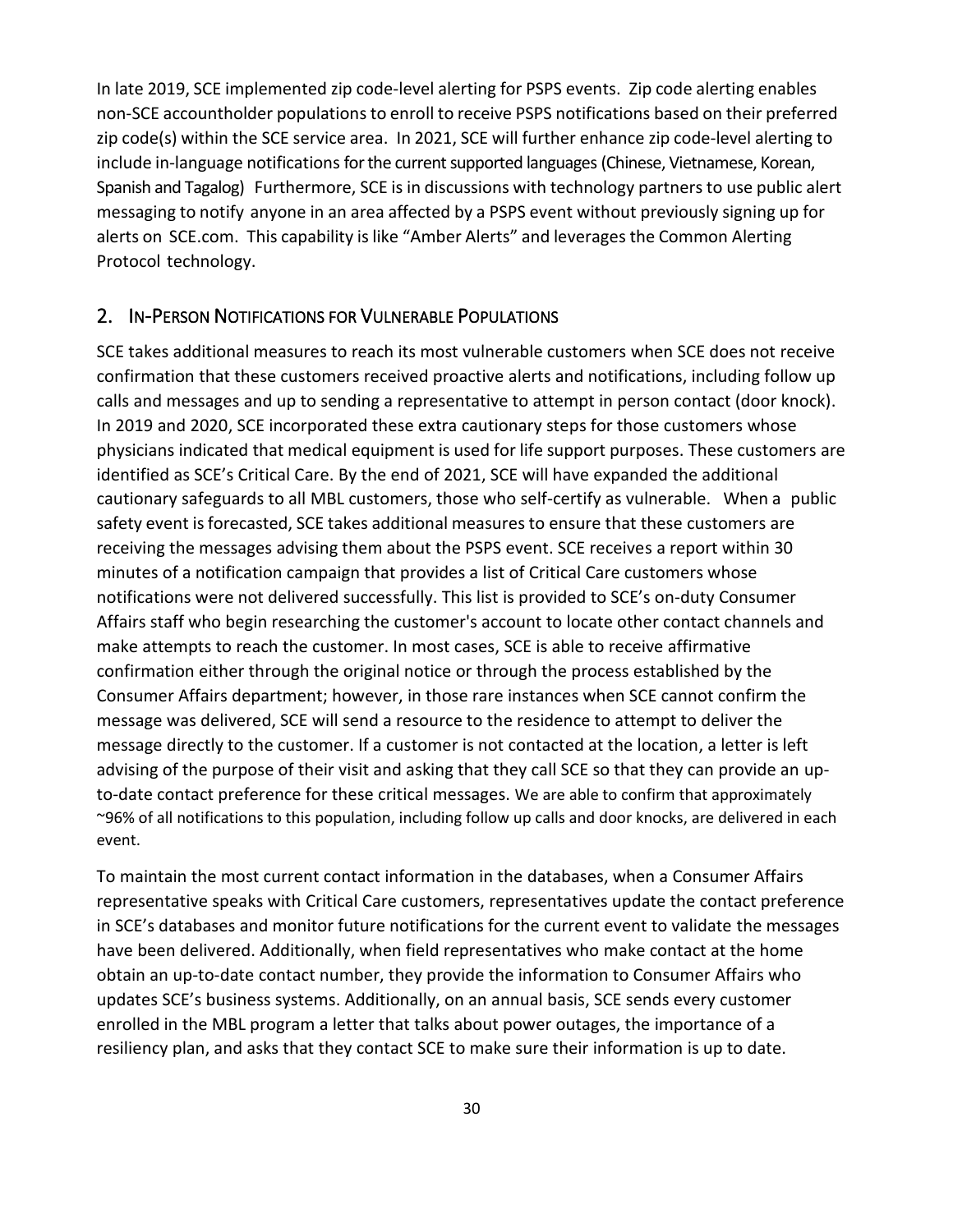In late 2019, SCE implemented zip code-level alerting for PSPS events. Zip code alerting enables non-SCE accountholder populations to enroll to receive PSPS notifications based on their preferred zip code(s) within the SCE service area. In 2021, SCE will further enhance zip code-level alerting to include in-language notifications for the current supported languages (Chinese, Vietnamese, Korean, Spanish and Tagalog) Furthermore, SCE is in discussions with technology partners to use public alert messaging to notify anyone in an area affected by a PSPS event without previously signing up for alerts on SCE.com. This capability is like "Amber Alerts" and leverages the Common Alerting Protocol technology.

## 2. In-Person Notifications for Vulnerable Populations

SCE takes additional measures to reach its most vulnerable customers when SCE does not receive confirmation that these customers received proactive alerts and notifications, including follow up calls and messages and up to sending a representative to attempt in person contact (door knock). In 2019 and 2020, SCE incorporated these extra cautionary steps for those customers whose physicians indicated that medical equipment is used for life support purposes. These customers are identified as SCE's Critical Care. By the end of 2021, SCE will have expanded the additional cautionary safeguards to all MBL customers, those who self-certify as vulnerable. When a public safety event is forecasted, SCE takes additional measures to ensure that these customers are receiving the messages advising them about the PSPS event. SCE receives a report within 30 minutes of a notification campaign that provides a list of Critical Care customers whose notifications were not delivered successfully. This list is provided to SCE's on-duty Consumer Affairs staff who begin researching the customer's account to locate other contact channels and make attempts to reach the customer. In most cases, SCE is able to receive affirmative confirmation either through the original notice or through the process established by the Consumer Affairs department; however, in those rare instances when SCE cannot confirm the message was delivered, SCE will send a resource to the residence to attempt to deliver the message directly to the customer. If a customer is not contacted at the location, a letter is left advising of the purpose of their visit and asking that they call SCE so that they can provide an up-to-date contact preference for these critical messages. We are able to confirm that approximately ~96% of all notifications to this population, including follow up calls and door knocks, are delivered in each event.

To maintain the most current contact information in the databases, when a Consumer Affairs representative speaks with Critical Care customers, representatives update the contact preference in SCE's databases and monitor future notifications for the current event to validate the messages have been delivered. Additionally, when field representatives who make contact at the home obtain an up-to-date contact number, they provide the information to Consumer Affairs who updates SCE's business systems. Additionally, on an annual basis, SCE sends every customer enrolled in the MBL program a letter that talks about power outages, the importance of a resiliency plan, and asks that they contact SCE to make sure their information is up to date.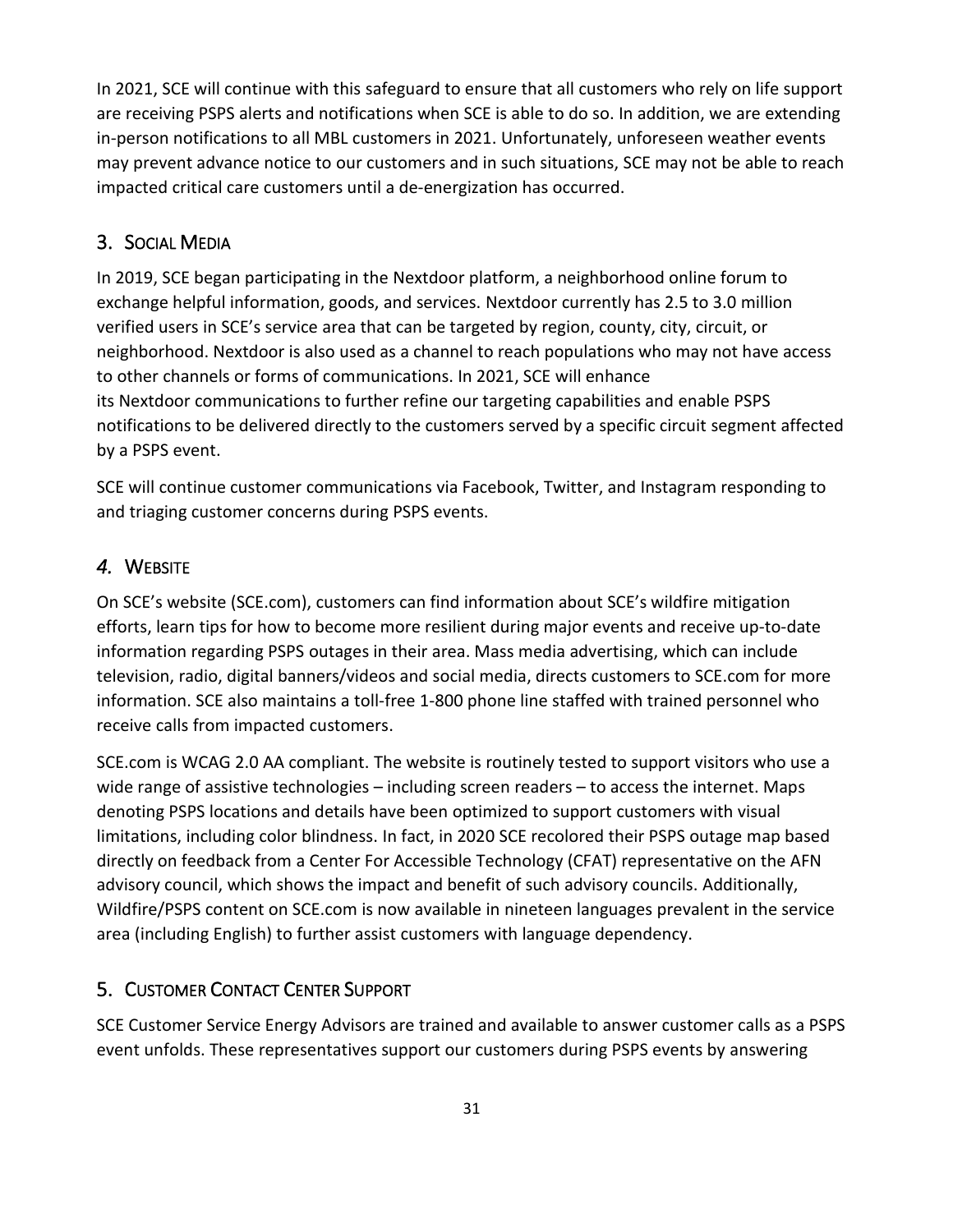In 2021, SCE will continue with this safeguard to ensure that all customers who rely on life support are receiving PSPS alerts and notifications when SCE is able to do so. In addition, we are extending in-person notifications to all MBL customers in 2021. Unfortunately, unforeseen weather events may prevent advance notice to our customers and in such situations, SCE may not be able to reach impacted critical care customers until a de-energization has occurred.

## 3. Social Media

In 2019, SCE began participating in the Nextdoor platform, a neighborhood online forum to exchange helpful information, goods, and services. Nextdoor currently has 2.5 to 3.0 million verified users in SCE's service area that can be targeted by region, county, city, circuit, or neighborhood. Nextdoor is also used as a channel to reach populations who may not have access to other channels or forms of communications. In 2021, SCE will enhance its Nextdoor communications to further refine our targeting capabilities and enable PSPS notifications to be delivered directly to the customers served by a specific circuit segment affected by a PSPS event.

SCE will continue customer communications via Facebook, Twitter, and Instagram responding to and triaging customer concerns during PSPS events.

## *4.* Website

On SCE's website (SCE.com), customers can find information about SCE's wildfire mitigation efforts, learn tips for how to become more resilient during major events and receive up-to-date information regarding PSPS outages in their area. Mass media advertising, which can include television, radio, digital banners/videos and social media, directs customers to SCE.com for more information. SCE also maintains a toll-free 1-800 phone line staffed with trained personnel who receive calls from impacted customers.

SCE.com is WCAG 2.0 AA compliant. The website is routinely tested to support visitors who use a wide range of assistive technologies – including screen readers – to access the internet. Maps denoting PSPS locations and details have been optimized to support customers with visual limitations, including color blindness. In fact, in 2020 SCE recolored their PSPS outage map based directly on feedback from a Center For Accessible Technology (CFAT) representative on the AFN advisory council, which shows the impact and benefit of such advisory councils. Additionally, Wildfire/PSPS content on SCE.com is now available in nineteen languages prevalent in the service area (including English) to further assist customers with language dependency.

## 5. Customer Contact Center Support

SCE Customer Service Energy Advisors are trained and available to answer customer calls as a PSPS event unfolds. These representatives support our customers during PSPS events by answering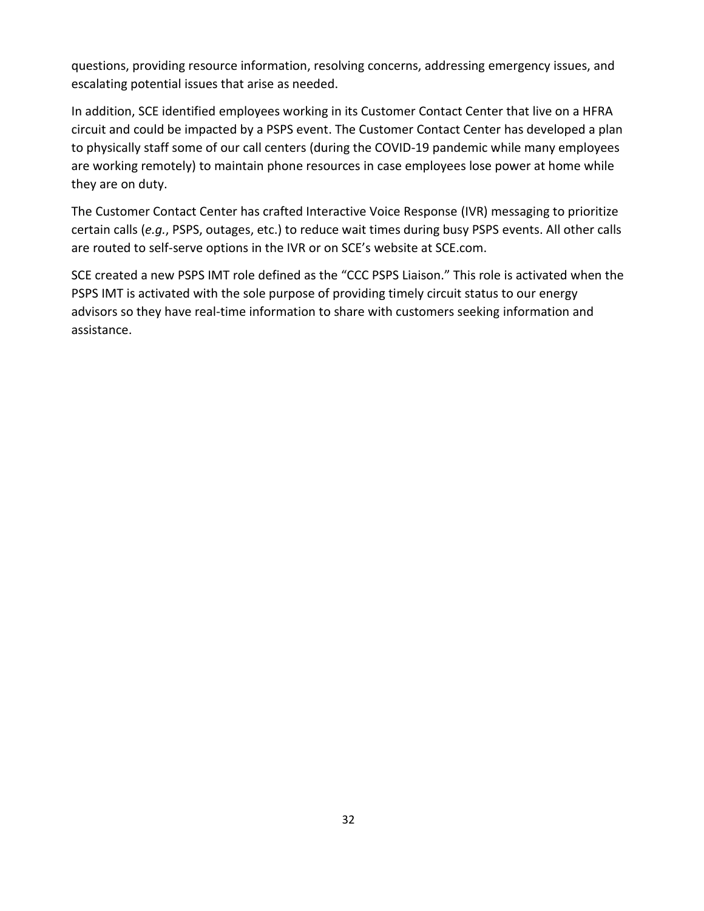questions, providing resource information, resolving concerns, addressing emergency issues, and escalating potential issues that arise as needed.

In addition, SCE identified employees working in its Customer Contact Center that live on a HFRA circuit and could be impacted by a PSPS event. The Customer Contact Center has developed a plan to physically staff some of our call centers (during the COVID-19 pandemic while many employees are working remotely) to maintain phone resources in case employees lose power at home while they are on duty.

The Customer Contact Center has crafted Interactive Voice Response (IVR) messaging to prioritize certain calls (*e.g.*, PSPS, outages, etc.) to reduce wait times during busy PSPS events. All other calls are routed to self-serve options in the IVR or on SCE's website at SCE.com.

SCE created a new PSPS IMT role defined as the "CCC PSPS Liaison." This role is activated when the PSPS IMT is activated with the sole purpose of providing timely circuit status to our energy advisors so they have real-time information to share with customers seeking information and assistance.